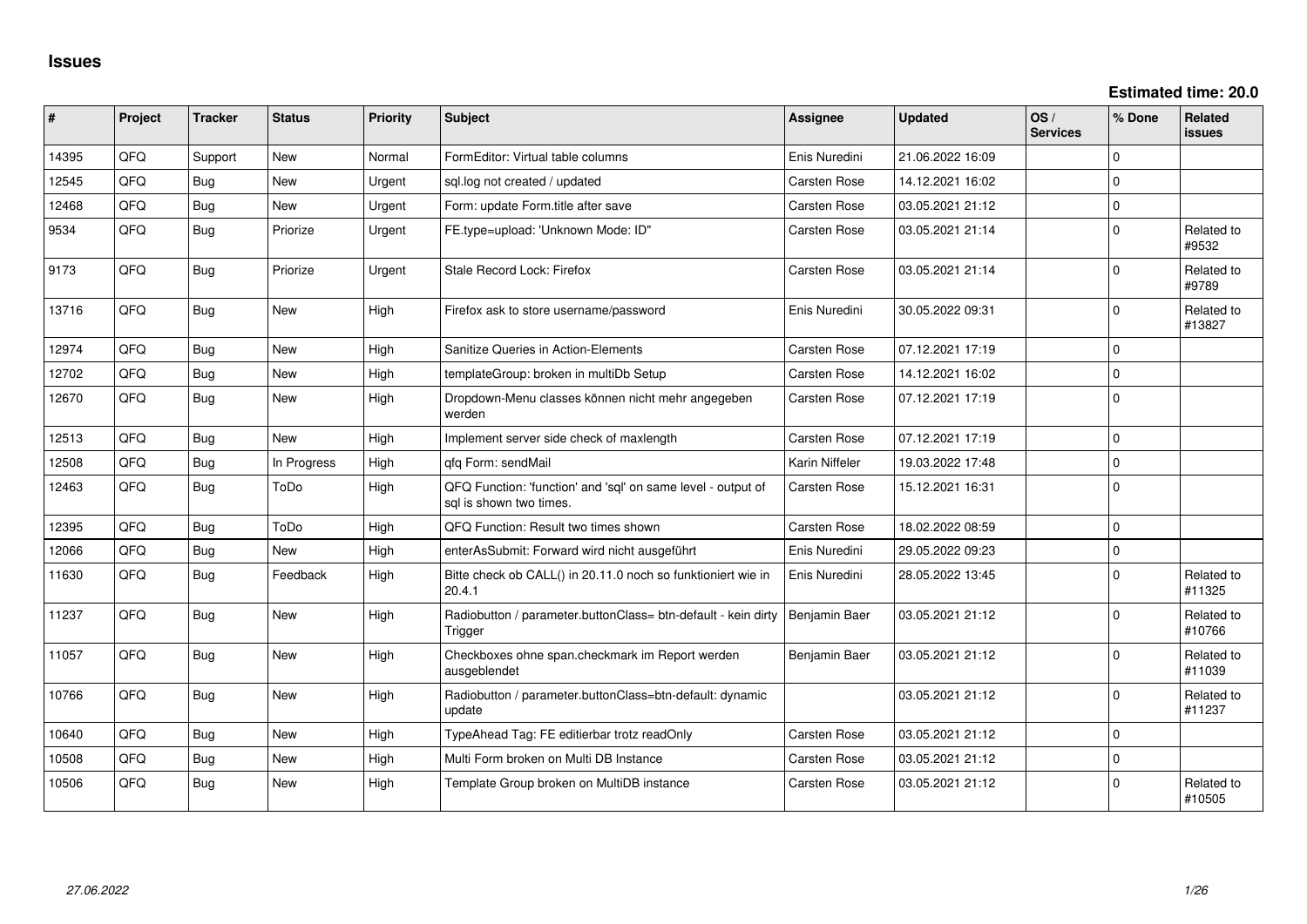# Issues

**Estimated time: 20.0**

| # | Project | Tracker | Status | Priority | Subject | Assignee | Updated | OS / Services | % Done | Related issues |
|---|---|---|---|---|---|---|---|---|---|---|
| 14395 | QFQ | Support | New | Normal | FormEditor: Virtual table columns | Enis Nuredini | 21.06.2022 16:09 | | 0 | |
| 12545 | QFQ | Bug | New | Urgent | sql.log not created / updated | Carsten Rose | 14.12.2021 16:02 | | 0 | |
| 12468 | QFQ | Bug | New | Urgent | Form: update Form.title after save | Carsten Rose | 03.05.2021 21:12 | | 0 | |
| 9534 | QFQ | Bug | Priorize | Urgent | FE.type=upload: 'Unknown Mode: ID" | Carsten Rose | 03.05.2021 21:14 | | 0 | Related to #9532 |
| 9173 | QFQ | Bug | Priorize | Urgent | Stale Record Lock: Firefox | Carsten Rose | 03.05.2021 21:14 | | 0 | Related to #9789 |
| 13716 | QFQ | Bug | New | High | Firefox ask to store username/password | Enis Nuredini | 30.05.2022 09:31 | | 0 | Related to #13827 |
| 12974 | QFQ | Bug | New | High | Sanitize Queries in Action-Elements | Carsten Rose | 07.12.2021 17:19 | | 0 | |
| 12702 | QFQ | Bug | New | High | templateGroup: broken in multiDb Setup | Carsten Rose | 14.12.2021 16:02 | | 0 | |
| 12670 | QFQ | Bug | New | High | Dropdown-Menu classes können nicht mehr angegeben werden | Carsten Rose | 07.12.2021 17:19 | | 0 | |
| 12513 | QFQ | Bug | New | High | Implement server side check of maxlength | Carsten Rose | 07.12.2021 17:19 | | 0 | |
| 12508 | QFQ | Bug | In Progress | High | qfq Form: sendMail | Karin Niffeler | 19.03.2022 17:48 | | 0 | |
| 12463 | QFQ | Bug | ToDo | High | QFQ Function: 'function' and 'sql' on same level - output of sql is shown two times. | Carsten Rose | 15.12.2021 16:31 | | 0 | |
| 12395 | QFQ | Bug | ToDo | High | QFQ Function: Result two times shown | Carsten Rose | 18.02.2022 08:59 | | 0 | |
| 12066 | QFQ | Bug | New | High | enterAsSubmit: Forward wird nicht ausgeführt | Enis Nuredini | 29.05.2022 09:23 | | 0 | |
| 11630 | QFQ | Bug | Feedback | High | Bitte check ob CALL() in 20.11.0 noch so funktioniert wie in 20.4.1 | Enis Nuredini | 28.05.2022 13:45 | | 0 | Related to #11325 |
| 11237 | QFQ | Bug | New | High | Radiobutton / parameter.buttonClass= btn-default - kein dirty Trigger | Benjamin Baer | 03.05.2021 21:12 | | 0 | Related to #10766 |
| 11057 | QFQ | Bug | New | High | Checkboxes ohne span.checkmark im Report werden ausgeblendet | Benjamin Baer | 03.05.2021 21:12 | | 0 | Related to #11039 |
| 10766 | QFQ | Bug | New | High | Radiobutton / parameter.buttonClass=btn-default: dynamic update | | 03.05.2021 21:12 | | 0 | Related to #11237 |
| 10640 | QFQ | Bug | New | High | TypeAhead Tag: FE editierbar trotz readOnly | Carsten Rose | 03.05.2021 21:12 | | 0 | |
| 10508 | QFQ | Bug | New | High | Multi Form broken on Multi DB Instance | Carsten Rose | 03.05.2021 21:12 | | 0 | |
| 10506 | QFQ | Bug | New | High | Template Group broken on MultiDB instance | Carsten Rose | 03.05.2021 21:12 | | 0 | Related to #10505 |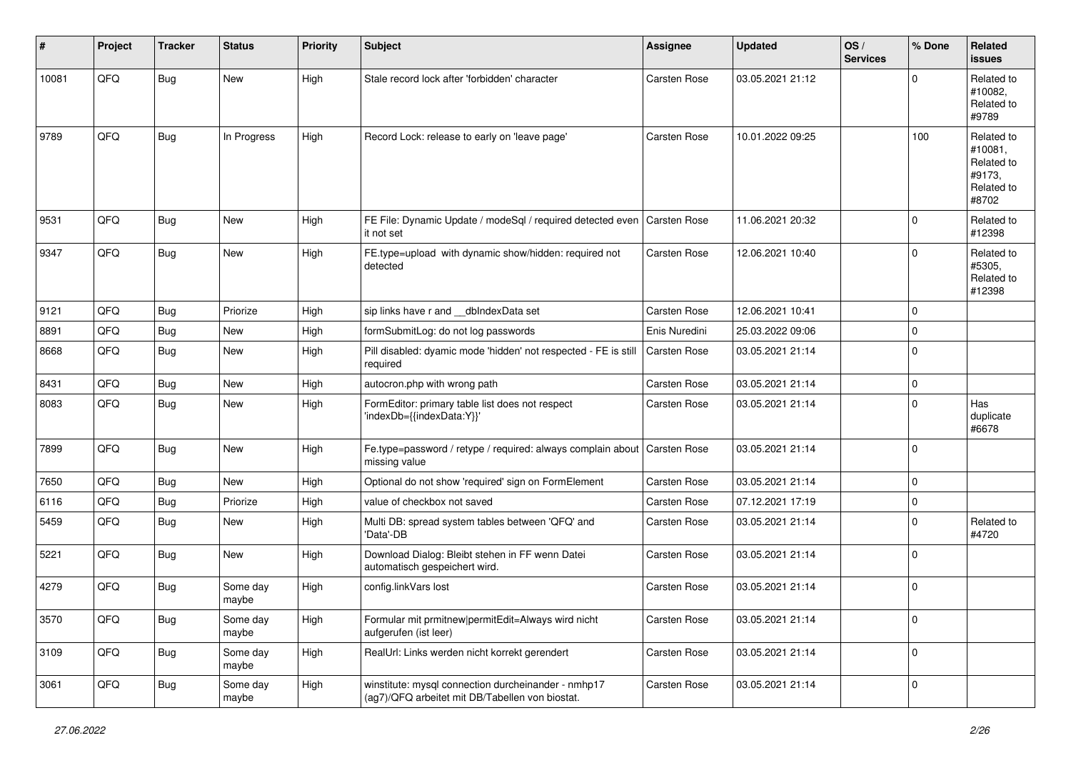| # | Project | Tracker | Status | Priority | Subject | Assignee | Updated | OS / Services | % Done | Related issues |
|---|---|---|---|---|---|---|---|---|---|---|
| 10081 | QFQ | Bug | New | High | Stale record lock after 'forbidden' character | Carsten Rose | 03.05.2021 21:12 | | 0 | Related to #10082, Related to #9789 |
| 9789 | QFQ | Bug | In Progress | High | Record Lock: release to early on 'leave page' | Carsten Rose | 10.01.2022 09:25 | | 100 | Related to #10081, Related to #9173, Related to #8702 |
| 9531 | QFQ | Bug | New | High | FE File: Dynamic Update / modeSql / required detected even it not set | Carsten Rose | 11.06.2021 20:32 | | 0 | Related to #12398 |
| 9347 | QFQ | Bug | New | High | FE.type=upload with dynamic show/hidden: required not detected | Carsten Rose | 12.06.2021 10:40 | | 0 | Related to #5305, Related to #12398 |
| 9121 | QFQ | Bug | Priorize | High | sip links have r and __dbIndexData set | Carsten Rose | 12.06.2021 10:41 | | 0 | |
| 8891 | QFQ | Bug | New | High | formSubmitLog: do not log passwords | Enis Nuredini | 25.03.2022 09:06 | | 0 | |
| 8668 | QFQ | Bug | New | High | Pill disabled: dyamic mode 'hidden' not respected - FE is still required | Carsten Rose | 03.05.2021 21:14 | | 0 | |
| 8431 | QFQ | Bug | New | High | autocron.php with wrong path | Carsten Rose | 03.05.2021 21:14 | | 0 | |
| 8083 | QFQ | Bug | New | High | FormEditor: primary table list does not respect 'indexDb={{indexData:Y}}' | Carsten Rose | 03.05.2021 21:14 | | 0 | Has duplicate #6678 |
| 7899 | QFQ | Bug | New | High | Fe.type=password / retype / required: always complain about missing value | Carsten Rose | 03.05.2021 21:14 | | 0 | |
| 7650 | QFQ | Bug | New | High | Optional do not show 'required' sign on FormElement | Carsten Rose | 03.05.2021 21:14 | | 0 | |
| 6116 | QFQ | Bug | Priorize | High | value of checkbox not saved | Carsten Rose | 07.12.2021 17:19 | | 0 | |
| 5459 | QFQ | Bug | New | High | Multi DB: spread system tables between 'QFQ' and 'Data'-DB | Carsten Rose | 03.05.2021 21:14 | | 0 | Related to #4720 |
| 5221 | QFQ | Bug | New | High | Download Dialog: Bleibt stehen in FF wenn Datei automatisch gespeichert wird. | Carsten Rose | 03.05.2021 21:14 | | 0 | |
| 4279 | QFQ | Bug | Some day maybe | High | config.linkVars lost | Carsten Rose | 03.05.2021 21:14 | | 0 | |
| 3570 | QFQ | Bug | Some day maybe | High | Formular mit prmitnew\|permitEdit=Always wird nicht aufgerufen (ist leer) | Carsten Rose | 03.05.2021 21:14 | | 0 | |
| 3109 | QFQ | Bug | Some day maybe | High | RealUrl: Links werden nicht korrekt gerendert | Carsten Rose | 03.05.2021 21:14 | | 0 | |
| 3061 | QFQ | Bug | Some day maybe | High | winstitute: mysql connection durcheinander - nmhp17 (ag7)/QFQ arbeitet mit DB/Tabellen von biostat. | Carsten Rose | 03.05.2021 21:14 | | 0 | |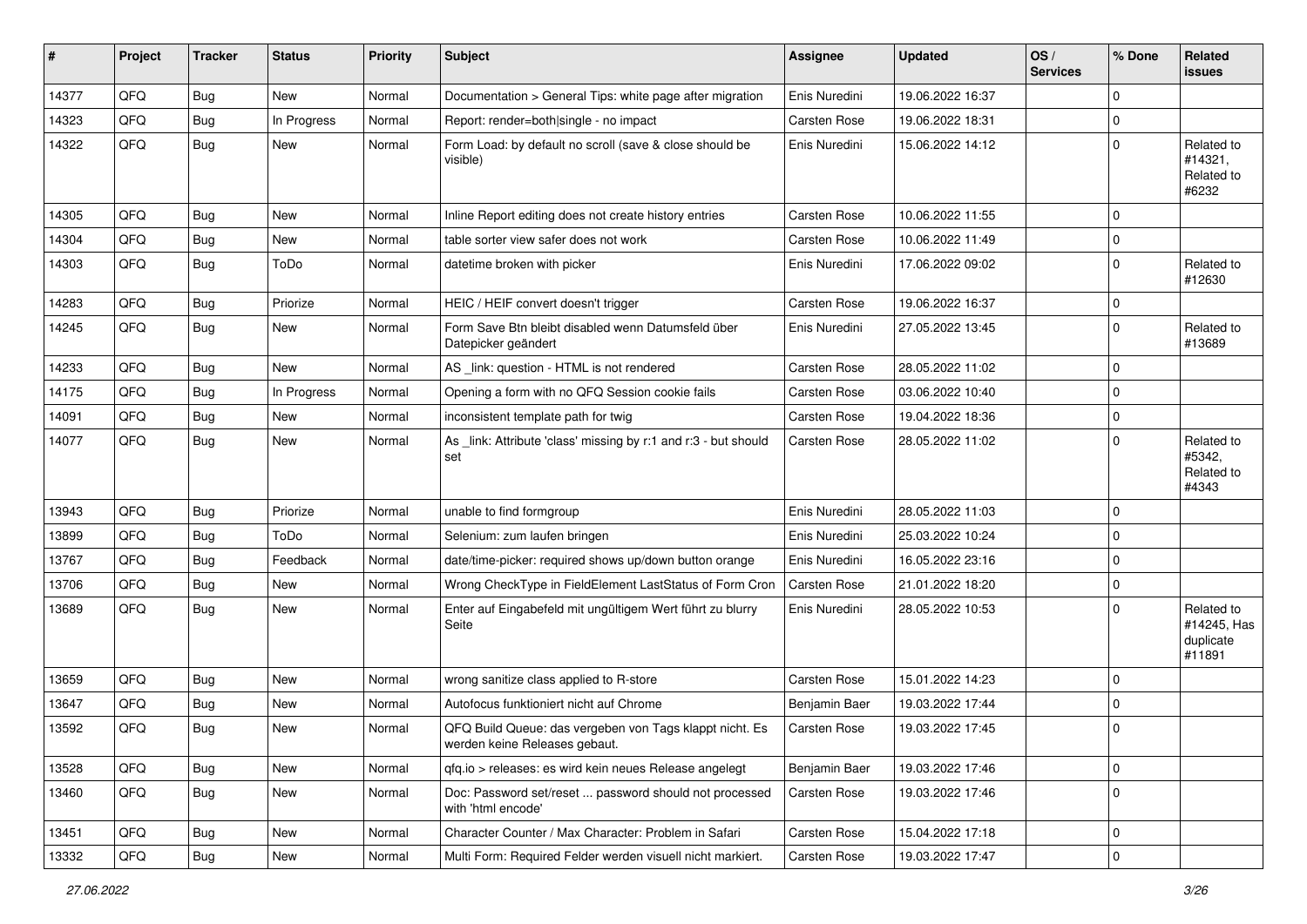| # | Project | Tracker | Status | Priority | Subject | Assignee | Updated | OS / Services | % Done | Related issues |
|---|---|---|---|---|---|---|---|---|---|---|
| 14377 | QFQ | Bug | New | Normal | Documentation > General Tips: white page after migration | Enis Nuredini | 19.06.2022 16:37 | | 0 | |
| 14323 | QFQ | Bug | In Progress | Normal | Report: render=both\|single - no impact | Carsten Rose | 19.06.2022 18:31 | | 0 | |
| 14322 | QFQ | Bug | New | Normal | Form Load: by default no scroll (save & close should be visible) | Enis Nuredini | 15.06.2022 14:12 | | 0 | Related to #14321, Related to #6232 |
| 14305 | QFQ | Bug | New | Normal | Inline Report editing does not create history entries | Carsten Rose | 10.06.2022 11:55 | | 0 | |
| 14304 | QFQ | Bug | New | Normal | table sorter view safer does not work | Carsten Rose | 10.06.2022 11:49 | | 0 | |
| 14303 | QFQ | Bug | ToDo | Normal | datetime broken with picker | Enis Nuredini | 17.06.2022 09:02 | | 0 | Related to #12630 |
| 14283 | QFQ | Bug | Priorize | Normal | HEIC / HEIF convert doesn't trigger | Carsten Rose | 19.06.2022 16:37 | | 0 | |
| 14245 | QFQ | Bug | New | Normal | Form Save Btn bleibt disabled wenn Datumsfeld über Datepicker geändert | Enis Nuredini | 27.05.2022 13:45 | | 0 | Related to #13689 |
| 14233 | QFQ | Bug | New | Normal | AS _link: question - HTML is not rendered | Carsten Rose | 28.05.2022 11:02 | | 0 | |
| 14175 | QFQ | Bug | In Progress | Normal | Opening a form with no QFQ Session cookie fails | Carsten Rose | 03.06.2022 10:40 | | 0 | |
| 14091 | QFQ | Bug | New | Normal | inconsistent template path for twig | Carsten Rose | 19.04.2022 18:36 | | 0 | |
| 14077 | QFQ | Bug | New | Normal | As _link: Attribute 'class' missing by r:1 and r:3 - but should set | Carsten Rose | 28.05.2022 11:02 | | 0 | Related to #5342, Related to #4343 |
| 13943 | QFQ | Bug | Priorize | Normal | unable to find formgroup | Enis Nuredini | 28.05.2022 11:03 | | 0 | |
| 13899 | QFQ | Bug | ToDo | Normal | Selenium: zum laufen bringen | Enis Nuredini | 25.03.2022 10:24 | | 0 | |
| 13767 | QFQ | Bug | Feedback | Normal | date/time-picker: required shows up/down button orange | Enis Nuredini | 16.05.2022 23:16 | | 0 | |
| 13706 | QFQ | Bug | New | Normal | Wrong CheckType in FieldElement LastStatus of Form Cron | Carsten Rose | 21.01.2022 18:20 | | 0 | |
| 13689 | QFQ | Bug | New | Normal | Enter auf Eingabefeld mit ungültigem Wert führt zu blurry Seite | Enis Nuredini | 28.05.2022 10:53 | | 0 | Related to #14245, Has duplicate #11891 |
| 13659 | QFQ | Bug | New | Normal | wrong sanitize class applied to R-store | Carsten Rose | 15.01.2022 14:23 | | 0 | |
| 13647 | QFQ | Bug | New | Normal | Autofocus funktioniert nicht auf Chrome | Benjamin Baer | 19.03.2022 17:44 | | 0 | |
| 13592 | QFQ | Bug | New | Normal | QFQ Build Queue: das vergeben von Tags klappt nicht. Es werden keine Releases gebaut. | Carsten Rose | 19.03.2022 17:45 | | 0 | |
| 13528 | QFQ | Bug | New | Normal | qfq.io > releases: es wird kein neues Release angelegt | Benjamin Baer | 19.03.2022 17:46 | | 0 | |
| 13460 | QFQ | Bug | New | Normal | Doc: Password set/reset ... password should not processed with 'html encode' | Carsten Rose | 19.03.2022 17:46 | | 0 | |
| 13451 | QFQ | Bug | New | Normal | Character Counter / Max Character: Problem in Safari | Carsten Rose | 15.04.2022 17:18 | | 0 | |
| 13332 | QFQ | Bug | New | Normal | Multi Form: Required Felder werden visuell nicht markiert. | Carsten Rose | 19.03.2022 17:47 | | 0 | |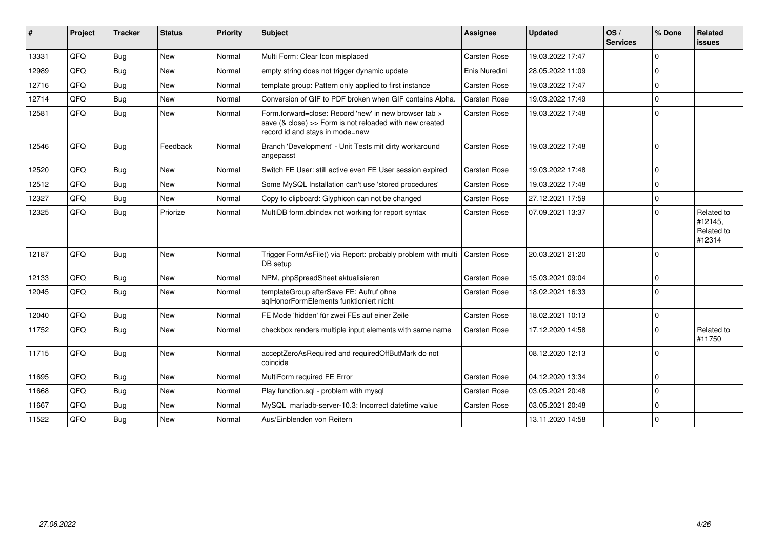| # | Project | Tracker | Status | Priority | Subject | Assignee | Updated | OS / Services | % Done | Related issues |
|---|---|---|---|---|---|---|---|---|---|---|
| 13331 | QFQ | Bug | New | Normal | Multi Form: Clear Icon misplaced | Carsten Rose | 19.03.2022 17:47 | | 0 | |
| 12989 | QFQ | Bug | New | Normal | empty string does not trigger dynamic update | Enis Nuredini | 28.05.2022 11:09 | | 0 | |
| 12716 | QFQ | Bug | New | Normal | template group: Pattern only applied to first instance | Carsten Rose | 19.03.2022 17:47 | | 0 | |
| 12714 | QFQ | Bug | New | Normal | Conversion of GIF to PDF broken when GIF contains Alpha. | Carsten Rose | 19.03.2022 17:49 | | 0 | |
| 12581 | QFQ | Bug | New | Normal | Form.forward=close: Record 'new' in new browser tab > save (& close) >> Form is not reloaded with new created record id and stays in mode=new | Carsten Rose | 19.03.2022 17:48 | | 0 | |
| 12546 | QFQ | Bug | Feedback | Normal | Branch 'Development' - Unit Tests mit dirty workaround angepasst | Carsten Rose | 19.03.2022 17:48 | | 0 | |
| 12520 | QFQ | Bug | New | Normal | Switch FE User: still active even FE User session expired | Carsten Rose | 19.03.2022 17:48 | | 0 | |
| 12512 | QFQ | Bug | New | Normal | Some MySQL Installation can't use 'stored procedures' | Carsten Rose | 19.03.2022 17:48 | | 0 | |
| 12327 | QFQ | Bug | New | Normal | Copy to clipboard: Glyphicon can not be changed | Carsten Rose | 27.12.2021 17:59 | | 0 | |
| 12325 | QFQ | Bug | Priorize | Normal | MultiDB form.dbIndex not working for report syntax | Carsten Rose | 07.09.2021 13:37 | | 0 | Related to #12145, Related to #12314 |
| 12187 | QFQ | Bug | New | Normal | Trigger FormAsFile() via Report: probably problem with multi DB setup | Carsten Rose | 20.03.2021 21:20 | | 0 | |
| 12133 | QFQ | Bug | New | Normal | NPM, phpSpreadSheet aktualisieren | Carsten Rose | 15.03.2021 09:04 | | 0 | |
| 12045 | QFQ | Bug | New | Normal | templateGroup afterSave FE: Aufruf ohne sqlHonorFormElements funktioniert nicht | Carsten Rose | 18.02.2021 16:33 | | 0 | |
| 12040 | QFQ | Bug | New | Normal | FE Mode 'hidden' für zwei FEs auf einer Zeile | Carsten Rose | 18.02.2021 10:13 | | 0 | |
| 11752 | QFQ | Bug | New | Normal | checkbox renders multiple input elements with same name | Carsten Rose | 17.12.2020 14:58 | | 0 | Related to #11750 |
| 11715 | QFQ | Bug | New | Normal | acceptZeroAsRequired and requiredOffButMark do not coincide | | 08.12.2020 12:13 | | 0 | |
| 11695 | QFQ | Bug | New | Normal | MultiForm required FE Error | Carsten Rose | 04.12.2020 13:34 | | 0 | |
| 11668 | QFQ | Bug | New | Normal | Play function.sql - problem with mysql | Carsten Rose | 03.05.2021 20:48 | | 0 | |
| 11667 | QFQ | Bug | New | Normal | MySQL mariadb-server-10.3: Incorrect datetime value | Carsten Rose | 03.05.2021 20:48 | | 0 | |
| 11522 | QFQ | Bug | New | Normal | Aus/Einblenden von Reitern | | 13.11.2020 14:58 | | 0 | |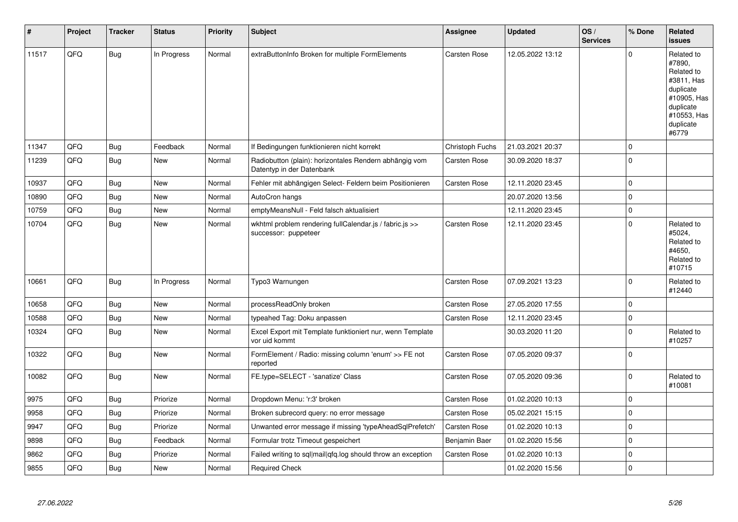| # | Project | Tracker | Status | Priority | Subject | Assignee | Updated | OS / Services | % Done | Related issues |
|---|---|---|---|---|---|---|---|---|---|---|
| 11517 | QFQ | Bug | In Progress | Normal | extraButtonInfo Broken for multiple FormElements | Carsten Rose | 12.05.2022 13:12 | | 0 | Related to #7890, Related to #3811, Has duplicate #10905, Has duplicate #10553, Has duplicate #6779 |
| 11347 | QFQ | Bug | Feedback | Normal | If Bedingungen funktionieren nicht korrekt | Christoph Fuchs | 21.03.2021 20:37 | | 0 | |
| 11239 | QFQ | Bug | New | Normal | Radiobutton (plain): horizontales Rendern abhängig vom Datentyp in der Datenbank | Carsten Rose | 30.09.2020 18:37 | | 0 | |
| 10937 | QFQ | Bug | New | Normal | Fehler mit abhängigen Select- Feldern beim Positionieren | Carsten Rose | 12.11.2020 23:45 | | 0 | |
| 10890 | QFQ | Bug | New | Normal | AutoCron hangs | | 20.07.2020 13:56 | | 0 | |
| 10759 | QFQ | Bug | New | Normal | emptyMeansNull - Feld falsch aktualisiert | | 12.11.2020 23:45 | | 0 | |
| 10704 | QFQ | Bug | New | Normal | wkhtml problem rendering fullCalendar.js / fabric.js >> successor: puppeteer | Carsten Rose | 12.11.2020 23:45 | | 0 | Related to #5024, Related to #4650, Related to #10715 |
| 10661 | QFQ | Bug | In Progress | Normal | Typo3 Warnungen | Carsten Rose | 07.09.2021 13:23 | | 0 | Related to #12440 |
| 10658 | QFQ | Bug | New | Normal | processReadOnly broken | Carsten Rose | 27.05.2020 17:55 | | 0 | |
| 10588 | QFQ | Bug | New | Normal | typeahed Tag: Doku anpassen | Carsten Rose | 12.11.2020 23:45 | | 0 | |
| 10324 | QFQ | Bug | New | Normal | Excel Export mit Template funktioniert nur, wenn Template vor uid kommt | | 30.03.2020 11:20 | | 0 | Related to #10257 |
| 10322 | QFQ | Bug | New | Normal | FormElement / Radio: missing column 'enum' >> FE not reported | Carsten Rose | 07.05.2020 09:37 | | 0 | |
| 10082 | QFQ | Bug | New | Normal | FE.type=SELECT - 'sanatize' Class | Carsten Rose | 07.05.2020 09:36 | | 0 | Related to #10081 |
| 9975 | QFQ | Bug | Priorize | Normal | Dropdown Menu: 'r:3' broken | Carsten Rose | 01.02.2020 10:13 | | 0 | |
| 9958 | QFQ | Bug | Priorize | Normal | Broken subrecord query: no error message | Carsten Rose | 05.02.2021 15:15 | | 0 | |
| 9947 | QFQ | Bug | Priorize | Normal | Unwanted error message if missing 'typeAheadSqlPrefetch' | Carsten Rose | 01.02.2020 10:13 | | 0 | |
| 9898 | QFQ | Bug | Feedback | Normal | Formular trotz Timeout gespeichert | Benjamin Baer | 01.02.2020 15:56 | | 0 | |
| 9862 | QFQ | Bug | Priorize | Normal | Failed writing to sql|mail|qfq.log should throw an exception | Carsten Rose | 01.02.2020 10:13 | | 0 | |
| 9855 | QFQ | Bug | New | Normal | Required Check | | 01.02.2020 15:56 | | 0 | |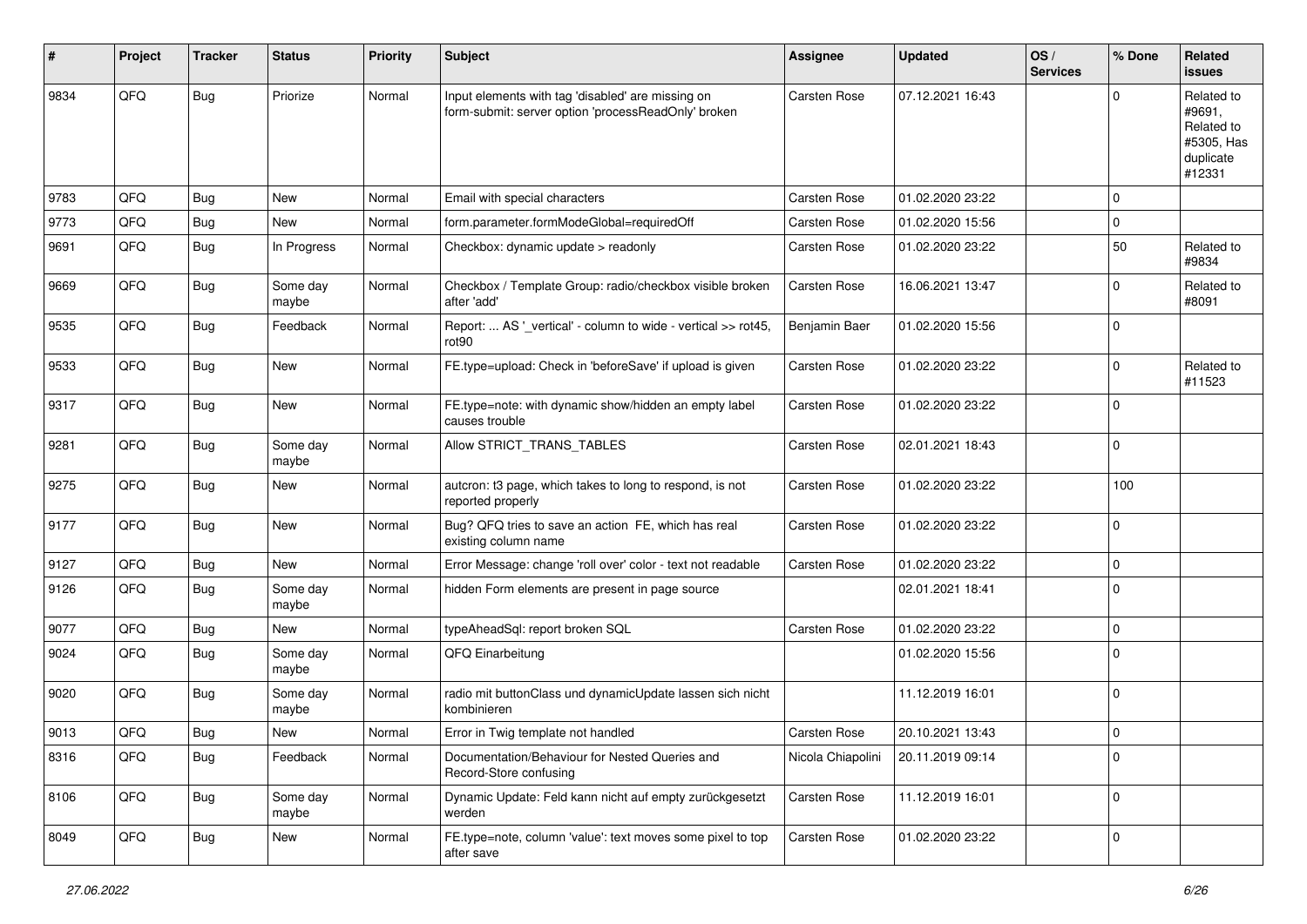| # | Project | Tracker | Status | Priority | Subject | Assignee | Updated | OS / Services | % Done | Related issues |
|---|---|---|---|---|---|---|---|---|---|---|
| 9834 | QFQ | Bug | Priorize | Normal | Input elements with tag 'disabled' are missing on form-submit: server option 'processReadOnly' broken | Carsten Rose | 07.12.2021 16:43 | | 0 | Related to #9691, Related to #5305, Has duplicate #12331 |
| 9783 | QFQ | Bug | New | Normal | Email with special characters | Carsten Rose | 01.02.2020 23:22 | | 0 | |
| 9773 | QFQ | Bug | New | Normal | form.parameter.formModeGlobal=requiredOff | Carsten Rose | 01.02.2020 15:56 | | 0 | |
| 9691 | QFQ | Bug | In Progress | Normal | Checkbox: dynamic update > readonly | Carsten Rose | 01.02.2020 23:22 | | 50 | Related to #9834 |
| 9669 | QFQ | Bug | Some day maybe | Normal | Checkbox / Template Group: radio/checkbox visible broken after 'add' | Carsten Rose | 16.06.2021 13:47 | | 0 | Related to #8091 |
| 9535 | QFQ | Bug | Feedback | Normal | Report: ... AS '_vertical' - column to wide - vertical >> rot45, rot90 | Benjamin Baer | 01.02.2020 15:56 | | 0 | |
| 9533 | QFQ | Bug | New | Normal | FE.type=upload: Check in 'beforeSave' if upload is given | Carsten Rose | 01.02.2020 23:22 | | 0 | Related to #11523 |
| 9317 | QFQ | Bug | New | Normal | FE.type=note: with dynamic show/hidden an empty label causes trouble | Carsten Rose | 01.02.2020 23:22 | | 0 | |
| 9281 | QFQ | Bug | Some day maybe | Normal | Allow STRICT_TRANS_TABLES | Carsten Rose | 02.01.2021 18:43 | | 0 | |
| 9275 | QFQ | Bug | New | Normal | autcron: t3 page, which takes to long to respond, is not reported properly | Carsten Rose | 01.02.2020 23:22 | | 100 | |
| 9177 | QFQ | Bug | New | Normal | Bug? QFQ tries to save an action FE, which has real existing column name | Carsten Rose | 01.02.2020 23:22 | | 0 | |
| 9127 | QFQ | Bug | New | Normal | Error Message: change 'roll over' color - text not readable | Carsten Rose | 01.02.2020 23:22 | | 0 | |
| 9126 | QFQ | Bug | Some day maybe | Normal | hidden Form elements are present in page source | | 02.01.2021 18:41 | | 0 | |
| 9077 | QFQ | Bug | New | Normal | typeAheadSql: report broken SQL | Carsten Rose | 01.02.2020 23:22 | | 0 | |
| 9024 | QFQ | Bug | Some day maybe | Normal | QFQ Einarbeitung | | 01.02.2020 15:56 | | 0 | |
| 9020 | QFQ | Bug | Some day maybe | Normal | radio mit buttonClass und dynamicUpdate lassen sich nicht kombinieren | | 11.12.2019 16:01 | | 0 | |
| 9013 | QFQ | Bug | New | Normal | Error in Twig template not handled | Carsten Rose | 20.10.2021 13:43 | | 0 | |
| 8316 | QFQ | Bug | Feedback | Normal | Documentation/Behaviour for Nested Queries and Record-Store confusing | Nicola Chiapolini | 20.11.2019 09:14 | | 0 | |
| 8106 | QFQ | Bug | Some day maybe | Normal | Dynamic Update: Feld kann nicht auf empty zurückgesetzt werden | Carsten Rose | 11.12.2019 16:01 | | 0 | |
| 8049 | QFQ | Bug | New | Normal | FE.type=note, column 'value': text moves some pixel to top after save | Carsten Rose | 01.02.2020 23:22 | | 0 | |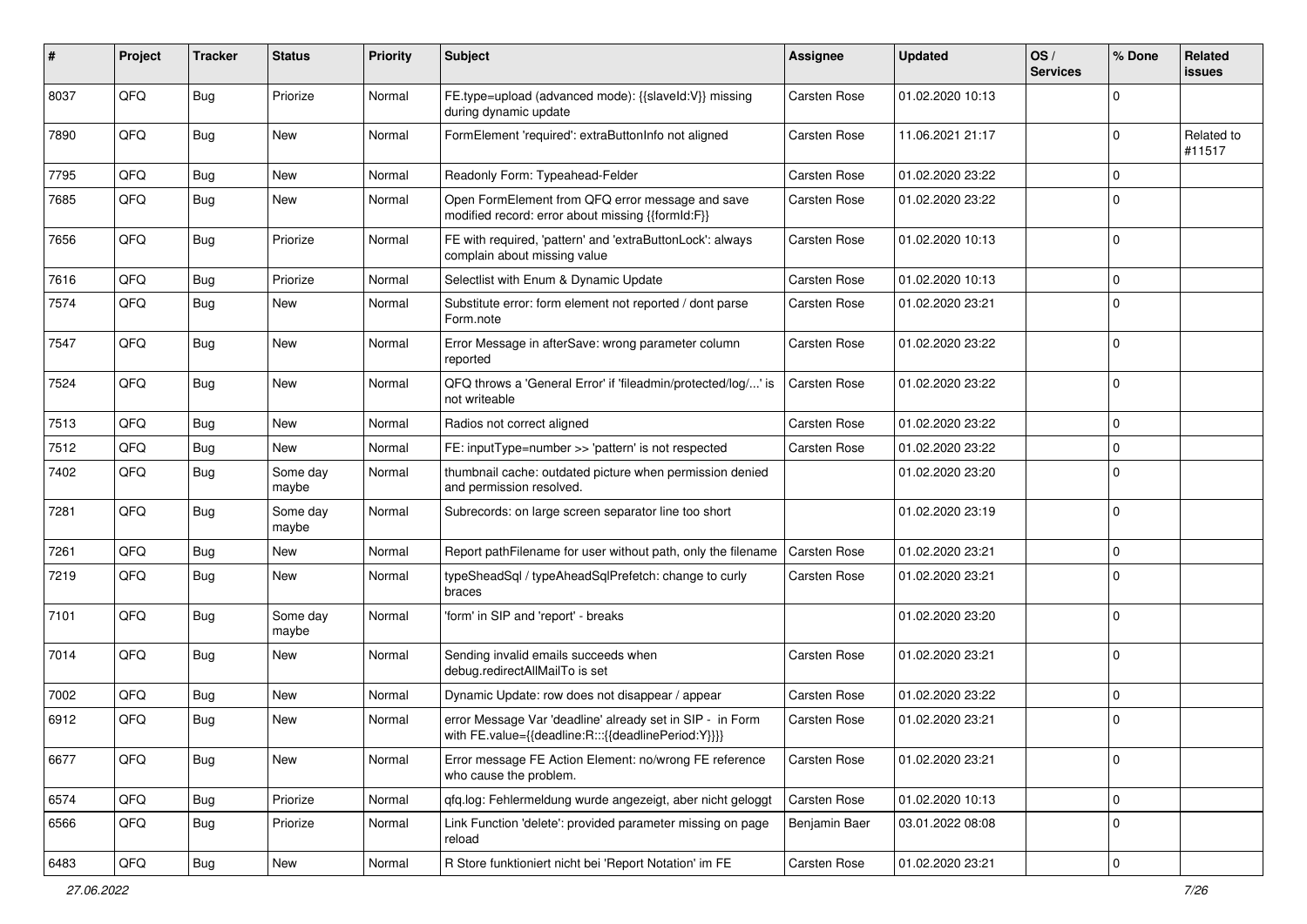| # | Project | Tracker | Status | Priority | Subject | Assignee | Updated | OS / Services | % Done | Related issues |
|---|---|---|---|---|---|---|---|---|---|---|
| 8037 | QFQ | Bug | Priorize | Normal | FE.type=upload (advanced mode): {{slaveId:V}} missing during dynamic update | Carsten Rose | 01.02.2020 10:13 | | 0 | |
| 7890 | QFQ | Bug | New | Normal | FormElement 'required': extraButtonInfo not aligned | Carsten Rose | 11.06.2021 21:17 | | 0 | Related to #11517 |
| 7795 | QFQ | Bug | New | Normal | Readonly Form: Typeahead-Felder | Carsten Rose | 01.02.2020 23:22 | | 0 | |
| 7685 | QFQ | Bug | New | Normal | Open FormElement from QFQ error message and save modified record: error about missing {{formId:F}} | Carsten Rose | 01.02.2020 23:22 | | 0 | |
| 7656 | QFQ | Bug | Priorize | Normal | FE with required, 'pattern' and 'extraButtonLock': always complain about missing value | Carsten Rose | 01.02.2020 10:13 | | 0 | |
| 7616 | QFQ | Bug | Priorize | Normal | Selectlist with Enum & Dynamic Update | Carsten Rose | 01.02.2020 10:13 | | 0 | |
| 7574 | QFQ | Bug | New | Normal | Substitute error: form element not reported / dont parse Form.note | Carsten Rose | 01.02.2020 23:21 | | 0 | |
| 7547 | QFQ | Bug | New | Normal | Error Message in afterSave: wrong parameter column reported | Carsten Rose | 01.02.2020 23:22 | | 0 | |
| 7524 | QFQ | Bug | New | Normal | QFQ throws a 'General Error' if 'fileadmin/protected/log/...' is not writeable | Carsten Rose | 01.02.2020 23:22 | | 0 | |
| 7513 | QFQ | Bug | New | Normal | Radios not correct aligned | Carsten Rose | 01.02.2020 23:22 | | 0 | |
| 7512 | QFQ | Bug | New | Normal | FE: inputType=number >> 'pattern' is not respected | Carsten Rose | 01.02.2020 23:22 | | 0 | |
| 7402 | QFQ | Bug | Some day maybe | Normal | thumbnail cache: outdated picture when permission denied and permission resolved. | | 01.02.2020 23:20 | | 0 | |
| 7281 | QFQ | Bug | Some day maybe | Normal | Subrecords: on large screen separator line too short | | 01.02.2020 23:19 | | 0 | |
| 7261 | QFQ | Bug | New | Normal | Report pathFilename for user without path, only the filename | Carsten Rose | 01.02.2020 23:21 | | 0 | |
| 7219 | QFQ | Bug | New | Normal | typeSheadSql / typeAheadSqlPrefetch: change to curly braces | Carsten Rose | 01.02.2020 23:21 | | 0 | |
| 7101 | QFQ | Bug | Some day maybe | Normal | 'form' in SIP and 'report' - breaks | | 01.02.2020 23:20 | | 0 | |
| 7014 | QFQ | Bug | New | Normal | Sending invalid emails succeeds when debug.redirectAllMailTo is set | Carsten Rose | 01.02.2020 23:21 | | 0 | |
| 7002 | QFQ | Bug | New | Normal | Dynamic Update: row does not disappear / appear | Carsten Rose | 01.02.2020 23:22 | | 0 | |
| 6912 | QFQ | Bug | New | Normal | error Message Var 'deadline' already set in SIP - in Form with FE.value={{deadline:R:::{{deadlinePeriod:Y}}}} | Carsten Rose | 01.02.2020 23:21 | | 0 | |
| 6677 | QFQ | Bug | New | Normal | Error message FE Action Element: no/wrong FE reference who cause the problem. | Carsten Rose | 01.02.2020 23:21 | | 0 | |
| 6574 | QFQ | Bug | Priorize | Normal | qfq.log: Fehlermeldung wurde angezeigt, aber nicht geloggt | Carsten Rose | 01.02.2020 10:13 | | 0 | |
| 6566 | QFQ | Bug | Priorize | Normal | Link Function 'delete': provided parameter missing on page reload | Benjamin Baer | 03.01.2022 08:08 | | 0 | |
| 6483 | QFQ | Bug | New | Normal | R Store funktioniert nicht bei 'Report Notation' im FE | Carsten Rose | 01.02.2020 23:21 | | 0 | |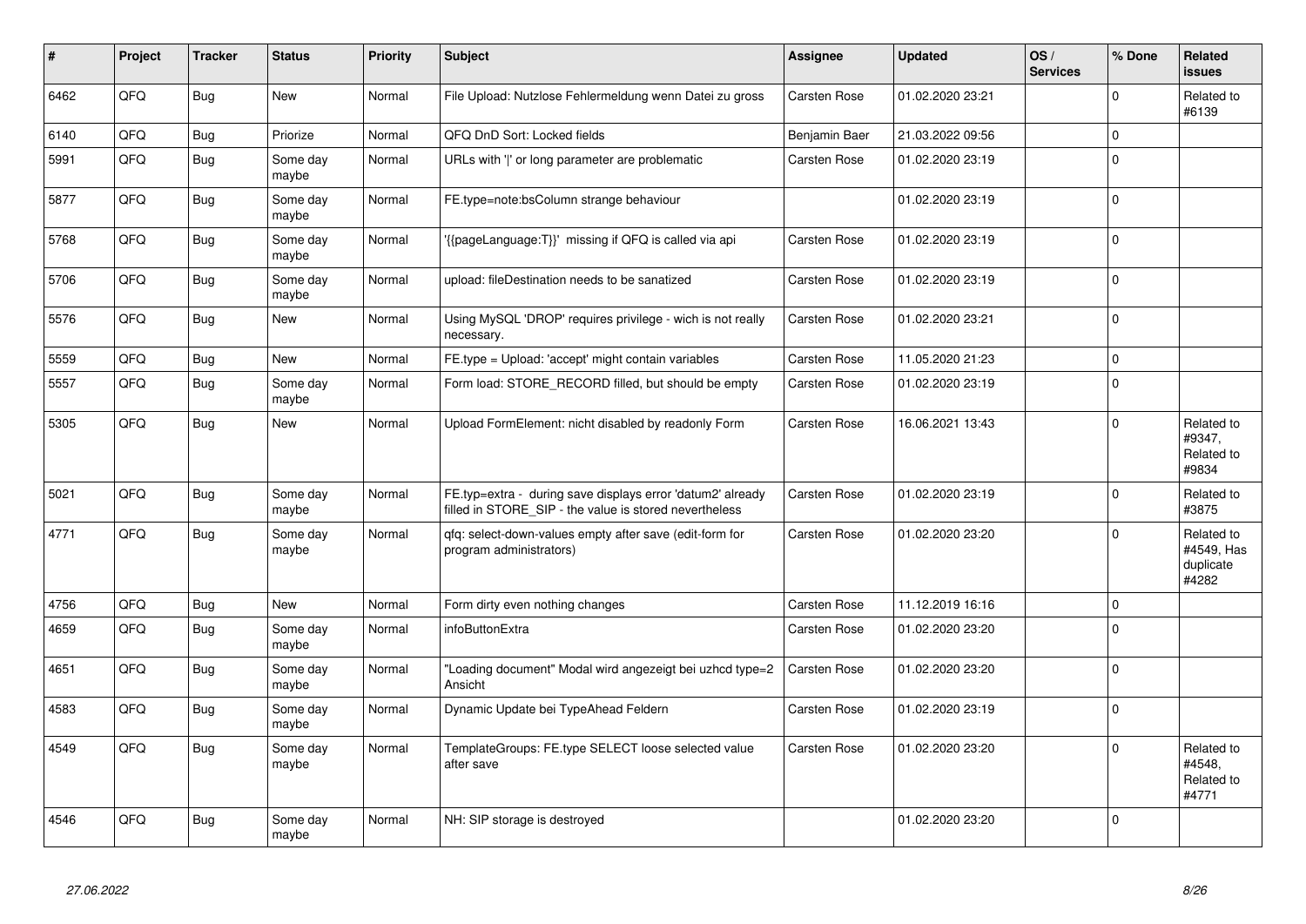| # | Project | Tracker | Status | Priority | Subject | Assignee | Updated | OS / Services | % Done | Related issues |
|---|---|---|---|---|---|---|---|---|---|---|
| 6462 | QFQ | Bug | New | Normal | File Upload: Nutzlose Fehlermeldung wenn Datei zu gross | Carsten Rose | 01.02.2020 23:21 | | 0 | Related to #6139 |
| 6140 | QFQ | Bug | Priorize | Normal | QFQ DnD Sort: Locked fields | Benjamin Baer | 21.03.2022 09:56 | | 0 | |
| 5991 | QFQ | Bug | Some day maybe | Normal | URLs with ' ' or long parameter are problematic | Carsten Rose | 01.02.2020 23:19 | | 0 | |
| 5877 | QFQ | Bug | Some day maybe | Normal | FE.type=note:bsColumn strange behaviour | | 01.02.2020 23:19 | | 0 | |
| 5768 | QFQ | Bug | Some day maybe | Normal | '{{pageLanguage:T}}' missing if QFQ is called via api | Carsten Rose | 01.02.2020 23:19 | | 0 | |
| 5706 | QFQ | Bug | Some day maybe | Normal | upload: fileDestination needs to be sanatized | Carsten Rose | 01.02.2020 23:19 | | 0 | |
| 5576 | QFQ | Bug | New | Normal | Using MySQL 'DROP' requires privilege - wich is not really necessary. | Carsten Rose | 01.02.2020 23:21 | | 0 | |
| 5559 | QFQ | Bug | New | Normal | FE.type = Upload: 'accept' might contain variables | Carsten Rose | 11.05.2020 21:23 | | 0 | |
| 5557 | QFQ | Bug | Some day maybe | Normal | Form load: STORE_RECORD filled, but should be empty | Carsten Rose | 01.02.2020 23:19 | | 0 | |
| 5305 | QFQ | Bug | New | Normal | Upload FormElement: nicht disabled by readonly Form | Carsten Rose | 16.06.2021 13:43 | | 0 | Related to #9347, Related to #9834 |
| 5021 | QFQ | Bug | Some day maybe | Normal | FE.typ=extra - during save displays error 'datum2' already filled in STORE_SIP - the value is stored nevertheless | Carsten Rose | 01.02.2020 23:19 | | 0 | Related to #3875 |
| 4771 | QFQ | Bug | Some day maybe | Normal | qfq: select-down-values empty after save (edit-form for program administrators) | Carsten Rose | 01.02.2020 23:20 | | 0 | Related to #4549, Has duplicate #4282 |
| 4756 | QFQ | Bug | New | Normal | Form dirty even nothing changes | Carsten Rose | 11.12.2019 16:16 | | 0 | |
| 4659 | QFQ | Bug | Some day maybe | Normal | infoButtonExtra | Carsten Rose | 01.02.2020 23:20 | | 0 | |
| 4651 | QFQ | Bug | Some day maybe | Normal | "Loading document" Modal wird angezeigt bei uzhcd type=2 Ansicht | Carsten Rose | 01.02.2020 23:20 | | 0 | |
| 4583 | QFQ | Bug | Some day maybe | Normal | Dynamic Update bei TypeAhead Feldern | Carsten Rose | 01.02.2020 23:19 | | 0 | |
| 4549 | QFQ | Bug | Some day maybe | Normal | TemplateGroups: FE.type SELECT loose selected value after save | Carsten Rose | 01.02.2020 23:20 | | 0 | Related to #4548, Related to #4771 |
| 4546 | QFQ | Bug | Some day maybe | Normal | NH: SIP storage is destroyed | | 01.02.2020 23:20 | | 0 | |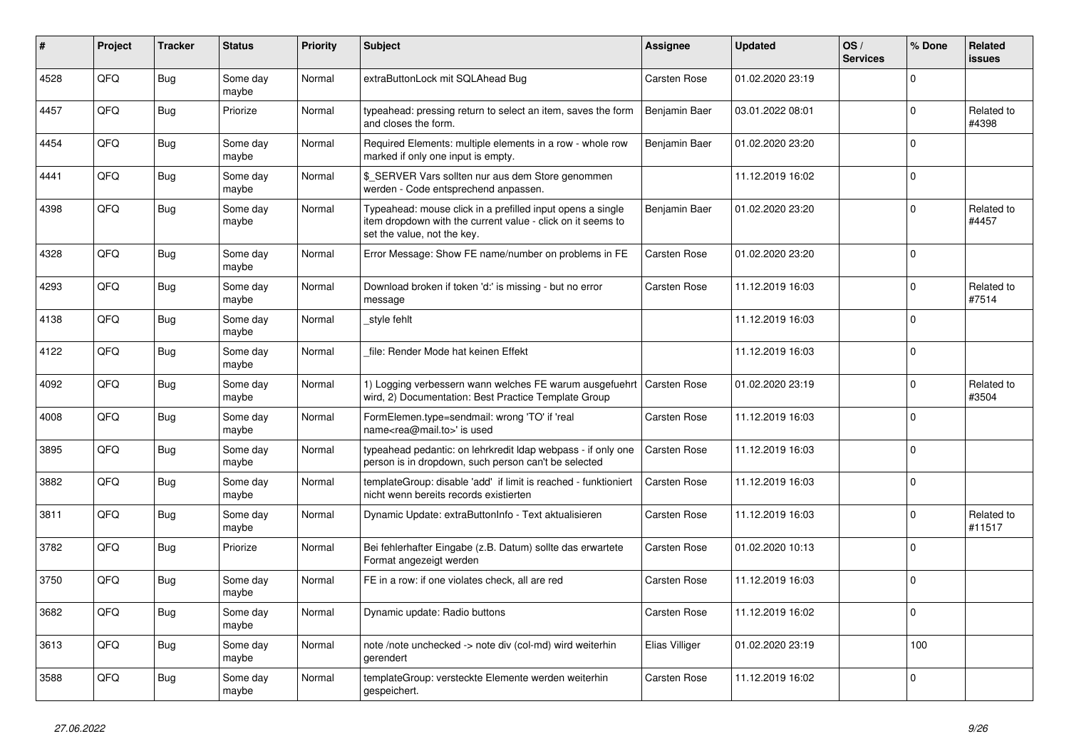| # | Project | Tracker | Status | Priority | Subject | Assignee | Updated | OS / Services | % Done | Related issues |
|---|---|---|---|---|---|---|---|---|---|---|
| 4528 | QFQ | Bug | Some day maybe | Normal | extraButtonLock mit SQLAhead Bug | Carsten Rose | 01.02.2020 23:19 | | 0 | |
| 4457 | QFQ | Bug | Priorize | Normal | typeahead: pressing return to select an item, saves the form and closes the form. | Benjamin Baer | 03.01.2022 08:01 | | 0 | Related to #4398 |
| 4454 | QFQ | Bug | Some day maybe | Normal | Required Elements: multiple elements in a row - whole row marked if only one input is empty. | Benjamin Baer | 01.02.2020 23:20 | | 0 | |
| 4441 | QFQ | Bug | Some day maybe | Normal | $_SERVER Vars sollten nur aus dem Store genommen werden - Code entsprechend anpassen. | | 11.12.2019 16:02 | | 0 | |
| 4398 | QFQ | Bug | Some day maybe | Normal | Typeahead: mouse click in a prefilled input opens a single item dropdown with the current value - click on it seems to set the value, not the key. | Benjamin Baer | 01.02.2020 23:20 | | 0 | Related to #4457 |
| 4328 | QFQ | Bug | Some day maybe | Normal | Error Message: Show FE name/number on problems in FE | Carsten Rose | 01.02.2020 23:20 | | 0 | |
| 4293 | QFQ | Bug | Some day maybe | Normal | Download broken if token 'd:' is missing - but no error message | Carsten Rose | 11.12.2019 16:03 | | 0 | Related to #7514 |
| 4138 | QFQ | Bug | Some day maybe | Normal | _style fehlt | | 11.12.2019 16:03 | | 0 | |
| 4122 | QFQ | Bug | Some day maybe | Normal | _file: Render Mode hat keinen Effekt | | 11.12.2019 16:03 | | 0 | |
| 4092 | QFQ | Bug | Some day maybe | Normal | 1) Logging verbessern wann welches FE warum ausgefuehrt wird, 2) Documentation: Best Practice Template Group | Carsten Rose | 01.02.2020 23:19 | | 0 | Related to #3504 |
| 4008 | QFQ | Bug | Some day maybe | Normal | FormElemen.type=sendmail: wrong 'TO' if 'real name<rea@mail.to>' is used | Carsten Rose | 11.12.2019 16:03 | | 0 | |
| 3895 | QFQ | Bug | Some day maybe | Normal | typeahead pedantic: on lehrkredit ldap webpass - if only one person is in dropdown, such person can't be selected | Carsten Rose | 11.12.2019 16:03 | | 0 | |
| 3882 | QFQ | Bug | Some day maybe | Normal | templateGroup: disable 'add' if limit is reached - funktioniert nicht wenn bereits records existierten | Carsten Rose | 11.12.2019 16:03 | | 0 | |
| 3811 | QFQ | Bug | Some day maybe | Normal | Dynamic Update: extraButtonInfo - Text aktualisieren | Carsten Rose | 11.12.2019 16:03 | | 0 | Related to #11517 |
| 3782 | QFQ | Bug | Priorize | Normal | Bei fehlerhafter Eingabe (z.B. Datum) sollte das erwartete Format angezeigt werden | Carsten Rose | 01.02.2020 10:13 | | 0 | |
| 3750 | QFQ | Bug | Some day maybe | Normal | FE in a row: if one violates check, all are red | Carsten Rose | 11.12.2019 16:03 | | 0 | |
| 3682 | QFQ | Bug | Some day maybe | Normal | Dynamic update: Radio buttons | Carsten Rose | 11.12.2019 16:02 | | 0 | |
| 3613 | QFQ | Bug | Some day maybe | Normal | note /note unchecked -> note div (col-md) wird weiterhin gerendert | Elias Villiger | 01.02.2020 23:19 | | 100 | |
| 3588 | QFQ | Bug | Some day maybe | Normal | templateGroup: versteckte Elemente werden weiterhin gespeichert. | Carsten Rose | 11.12.2019 16:02 | | 0 | |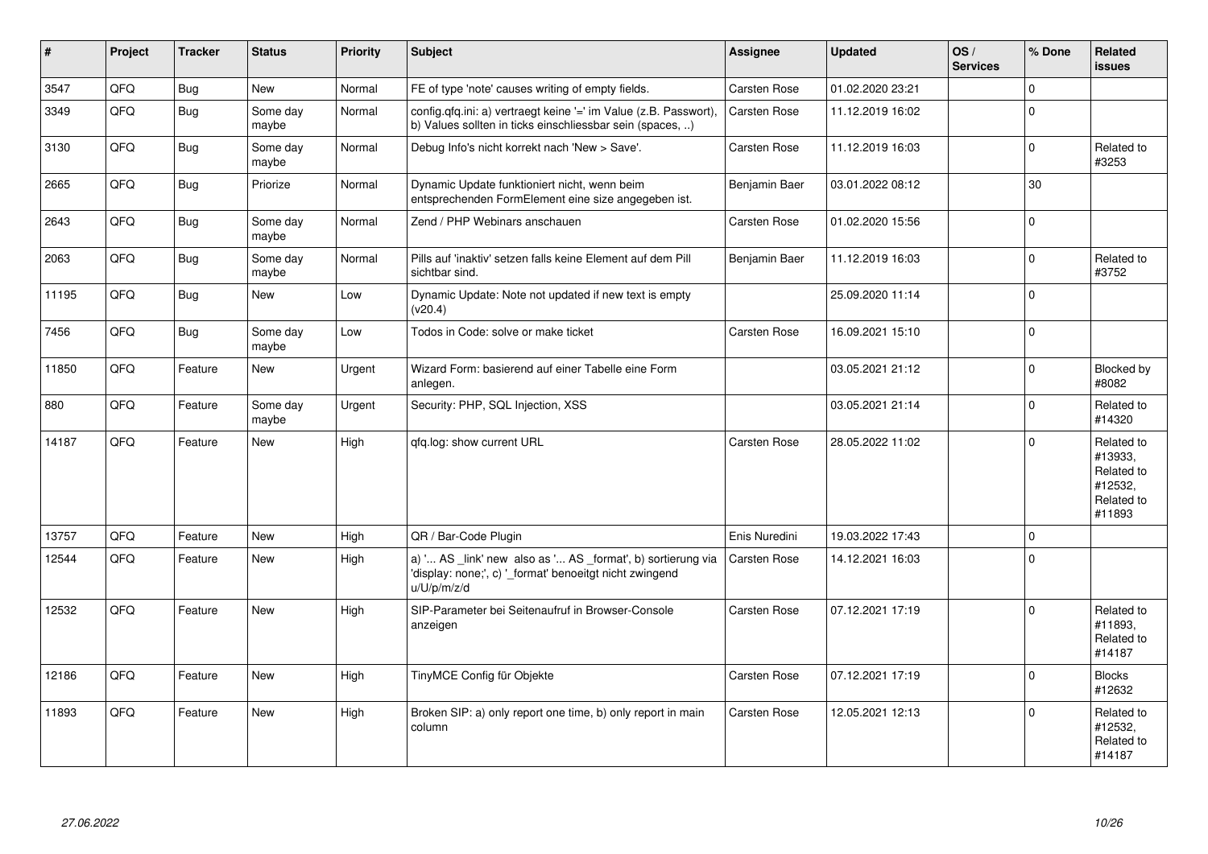| # | Project | Tracker | Status | Priority | Subject | Assignee | Updated | OS / Services | % Done | Related issues |
|---|---|---|---|---|---|---|---|---|---|---|
| 3547 | QFQ | Bug | New | Normal | FE of type 'note' causes writing of empty fields. | Carsten Rose | 01.02.2020 23:21 | | 0 | |
| 3349 | QFQ | Bug | Some day maybe | Normal | config.qfq.ini: a) vertraegt keine '=' im Value (z.B. Passwort), b) Values sollten in ticks einschliessbar sein (spaces, ..) | Carsten Rose | 11.12.2019 16:02 | | 0 | |
| 3130 | QFQ | Bug | Some day maybe | Normal | Debug Info's nicht korrekt nach 'New > Save'. | Carsten Rose | 11.12.2019 16:03 | | 0 | Related to #3253 |
| 2665 | QFQ | Bug | Priorize | Normal | Dynamic Update funktioniert nicht, wenn beim entsprechenden FormElement eine size angegeben ist. | Benjamin Baer | 03.01.2022 08:12 | | 30 | |
| 2643 | QFQ | Bug | Some day maybe | Normal | Zend / PHP Webinars anschauen | Carsten Rose | 01.02.2020 15:56 | | 0 | |
| 2063 | QFQ | Bug | Some day maybe | Normal | Pills auf 'inaktiv' setzen falls keine Element auf dem Pill sichtbar sind. | Benjamin Baer | 11.12.2019 16:03 | | 0 | Related to #3752 |
| 11195 | QFQ | Bug | New | Low | Dynamic Update: Note not updated if new text is empty (v20.4) | | 25.09.2020 11:14 | | 0 | |
| 7456 | QFQ | Bug | Some day maybe | Low | Todos in Code: solve or make ticket | Carsten Rose | 16.09.2021 15:10 | | 0 | |
| 11850 | QFQ | Feature | New | Urgent | Wizard Form: basierend auf einer Tabelle eine Form anlegen. | | 03.05.2021 21:12 | | 0 | Blocked by #8082 |
| 880 | QFQ | Feature | Some day maybe | Urgent | Security: PHP, SQL Injection, XSS | | 03.05.2021 21:14 | | 0 | Related to #14320 |
| 14187 | QFQ | Feature | New | High | qfq.log: show current URL | Carsten Rose | 28.05.2022 11:02 | | 0 | Related to #13933, Related to #12532, Related to #11893 |
| 13757 | QFQ | Feature | New | High | QR / Bar-Code Plugin | Enis Nuredini | 19.03.2022 17:43 | | 0 | |
| 12544 | QFQ | Feature | New | High | a) '... AS _link' new also as '... AS _format', b) sortierung via 'display: none;', c) '_format' benoeitgt nicht zwingend u/U/p/m/z/d | Carsten Rose | 14.12.2021 16:03 | | 0 | |
| 12532 | QFQ | Feature | New | High | SIP-Parameter bei Seitenaufruf in Browser-Console anzeigen | Carsten Rose | 07.12.2021 17:19 | | 0 | Related to #11893, Related to #14187 |
| 12186 | QFQ | Feature | New | High | TinyMCE Config für Objekte | Carsten Rose | 07.12.2021 17:19 | | 0 | Blocks #12632 |
| 11893 | QFQ | Feature | New | High | Broken SIP: a) only report one time, b) only report in main column | Carsten Rose | 12.05.2021 12:13 | | 0 | Related to #12532, Related to #14187 |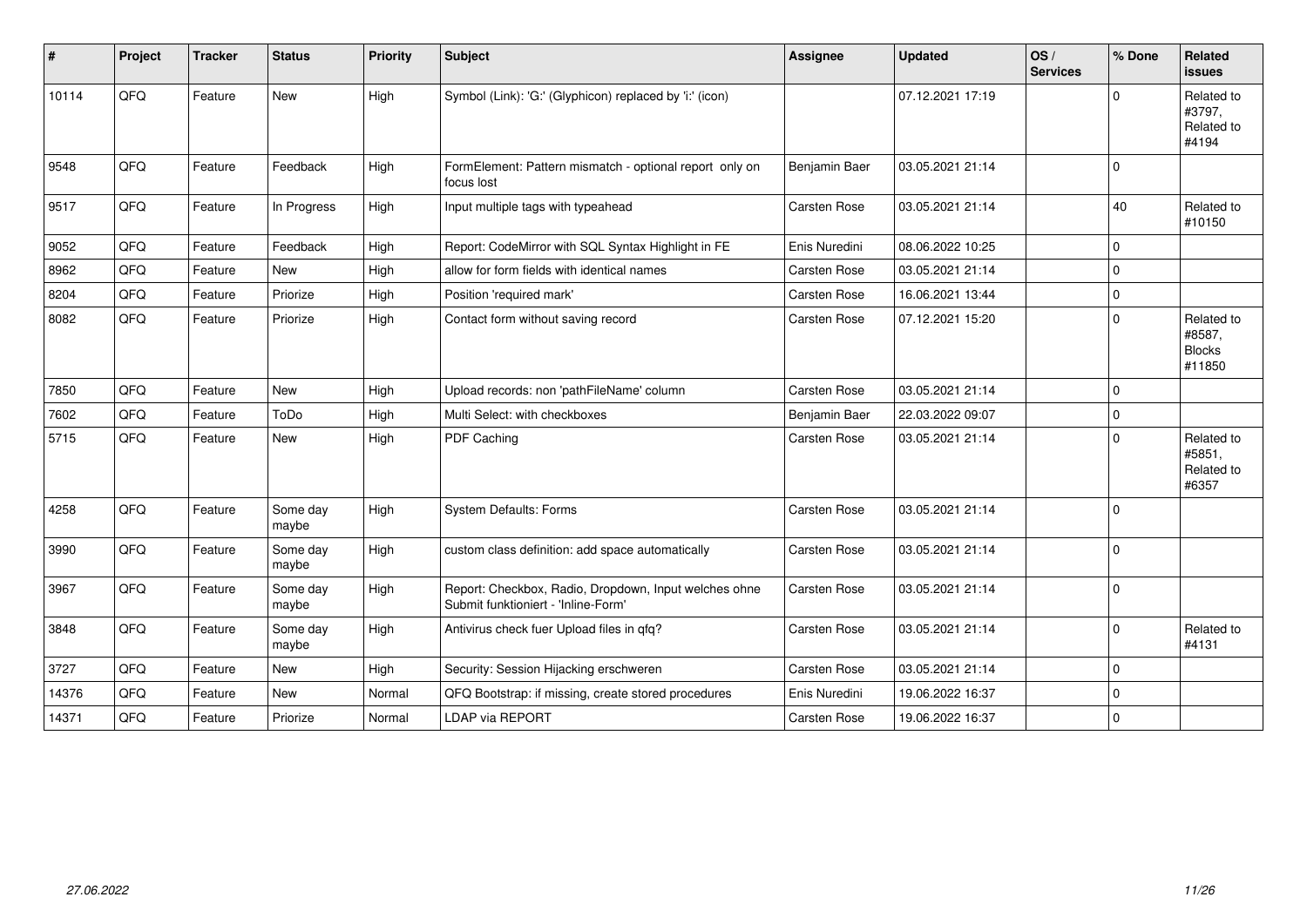| # | Project | Tracker | Status | Priority | Subject | Assignee | Updated | OS / Services | % Done | Related issues |
|---|---|---|---|---|---|---|---|---|---|---|
| 10114 | QFQ | Feature | New | High | Symbol (Link): 'G:' (Glyphicon) replaced by 'i:' (icon) | | 07.12.2021 17:19 | | 0 | Related to #3797, Related to #4194 |
| 9548 | QFQ | Feature | Feedback | High | FormElement: Pattern mismatch - optional report only on focus lost | Benjamin Baer | 03.05.2021 21:14 | | 0 | |
| 9517 | QFQ | Feature | In Progress | High | Input multiple tags with typeahead | Carsten Rose | 03.05.2021 21:14 | | 40 | Related to #10150 |
| 9052 | QFQ | Feature | Feedback | High | Report: CodeMirror with SQL Syntax Highlight in FE | Enis Nuredini | 08.06.2022 10:25 | | 0 | |
| 8962 | QFQ | Feature | New | High | allow for form fields with identical names | Carsten Rose | 03.05.2021 21:14 | | 0 | |
| 8204 | QFQ | Feature | Priorize | High | Position 'required mark' | Carsten Rose | 16.06.2021 13:44 | | 0 | |
| 8082 | QFQ | Feature | Priorize | High | Contact form without saving record | Carsten Rose | 07.12.2021 15:20 | | 0 | Related to #8587, Blocks #11850 |
| 7850 | QFQ | Feature | New | High | Upload records: non 'pathFileName' column | Carsten Rose | 03.05.2021 21:14 | | 0 | |
| 7602 | QFQ | Feature | ToDo | High | Multi Select: with checkboxes | Benjamin Baer | 22.03.2022 09:07 | | 0 | |
| 5715 | QFQ | Feature | New | High | PDF Caching | Carsten Rose | 03.05.2021 21:14 | | 0 | Related to #5851, Related to #6357 |
| 4258 | QFQ | Feature | Some day maybe | High | System Defaults: Forms | Carsten Rose | 03.05.2021 21:14 | | 0 | |
| 3990 | QFQ | Feature | Some day maybe | High | custom class definition: add space automatically | Carsten Rose | 03.05.2021 21:14 | | 0 | |
| 3967 | QFQ | Feature | Some day maybe | High | Report: Checkbox, Radio, Dropdown, Input welches ohne Submit funktioniert - 'Inline-Form' | Carsten Rose | 03.05.2021 21:14 | | 0 | |
| 3848 | QFQ | Feature | Some day maybe | High | Antivirus check fuer Upload files in qfq? | Carsten Rose | 03.05.2021 21:14 | | 0 | Related to #4131 |
| 3727 | QFQ | Feature | New | High | Security: Session Hijacking erschweren | Carsten Rose | 03.05.2021 21:14 | | 0 | |
| 14376 | QFQ | Feature | New | Normal | QFQ Bootstrap: if missing, create stored procedures | Enis Nuredini | 19.06.2022 16:37 | | 0 | |
| 14371 | QFQ | Feature | Priorize | Normal | LDAP via REPORT | Carsten Rose | 19.06.2022 16:37 | | 0 | |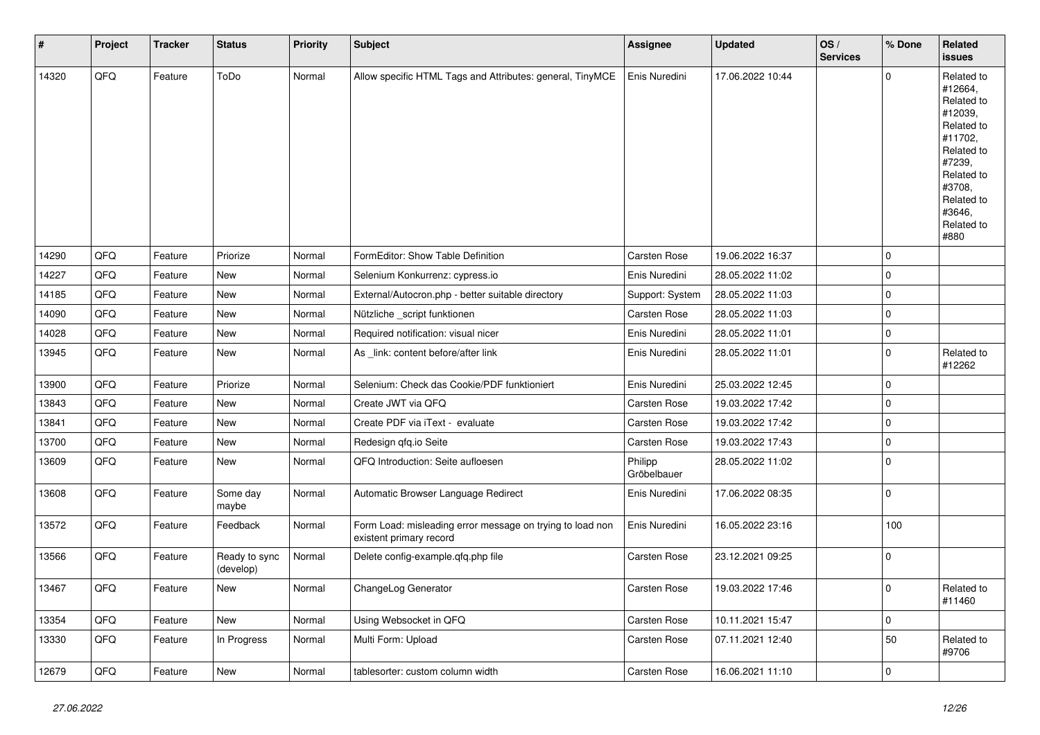| # | Project | Tracker | Status | Priority | Subject | Assignee | Updated | OS / Services | % Done | Related issues |
|---|---|---|---|---|---|---|---|---|---|---|
| 14320 | QFQ | Feature | ToDo | Normal | Allow specific HTML Tags and Attributes: general, TinyMCE | Enis Nuredini | 17.06.2022 10:44 | | 0 | Related to #12664, Related to #12039, Related to #11702, Related to #7239, Related to #3708, Related to #3646, Related to #880 |
| 14290 | QFQ | Feature | Priorize | Normal | FormEditor: Show Table Definition | Carsten Rose | 19.06.2022 16:37 | | 0 | |
| 14227 | QFQ | Feature | New | Normal | Selenium Konkurrenz: cypress.io | Enis Nuredini | 28.05.2022 11:02 | | 0 | |
| 14185 | QFQ | Feature | New | Normal | External/Autocron.php - better suitable directory | Support: System | 28.05.2022 11:03 | | 0 | |
| 14090 | QFQ | Feature | New | Normal | Nützliche _script funktionen | Carsten Rose | 28.05.2022 11:03 | | 0 | |
| 14028 | QFQ | Feature | New | Normal | Required notification: visual nicer | Enis Nuredini | 28.05.2022 11:01 | | 0 | |
| 13945 | QFQ | Feature | New | Normal | As _link: content before/after link | Enis Nuredini | 28.05.2022 11:01 | | 0 | Related to #12262 |
| 13900 | QFQ | Feature | Priorize | Normal | Selenium: Check das Cookie/PDF funktioniert | Enis Nuredini | 25.03.2022 12:45 | | 0 | |
| 13843 | QFQ | Feature | New | Normal | Create JWT via QFQ | Carsten Rose | 19.03.2022 17:42 | | 0 | |
| 13841 | QFQ | Feature | New | Normal | Create PDF via iText - evaluate | Carsten Rose | 19.03.2022 17:42 | | 0 | |
| 13700 | QFQ | Feature | New | Normal | Redesign qfq.io Seite | Carsten Rose | 19.03.2022 17:43 | | 0 | |
| 13609 | QFQ | Feature | New | Normal | QFQ Introduction: Seite aufloesen | Philipp Gröbelbauer | 28.05.2022 11:02 | | 0 | |
| 13608 | QFQ | Feature | Some day maybe | Normal | Automatic Browser Language Redirect | Enis Nuredini | 17.06.2022 08:35 | | 0 | |
| 13572 | QFQ | Feature | Feedback | Normal | Form Load: misleading error message on trying to load non existent primary record | Enis Nuredini | 16.05.2022 23:16 | | 100 | |
| 13566 | QFQ | Feature | Ready to sync (develop) | Normal | Delete config-example.qfq.php file | Carsten Rose | 23.12.2021 09:25 | | 0 | |
| 13467 | QFQ | Feature | New | Normal | ChangeLog Generator | Carsten Rose | 19.03.2022 17:46 | | 0 | Related to #11460 |
| 13354 | QFQ | Feature | New | Normal | Using Websocket in QFQ | Carsten Rose | 10.11.2021 15:47 | | 0 | |
| 13330 | QFQ | Feature | In Progress | Normal | Multi Form: Upload | Carsten Rose | 07.11.2021 12:40 | | 50 | Related to #9706 |
| 12679 | QFQ | Feature | New | Normal | tablesorter: custom column width | Carsten Rose | 16.06.2021 11:10 | | 0 | |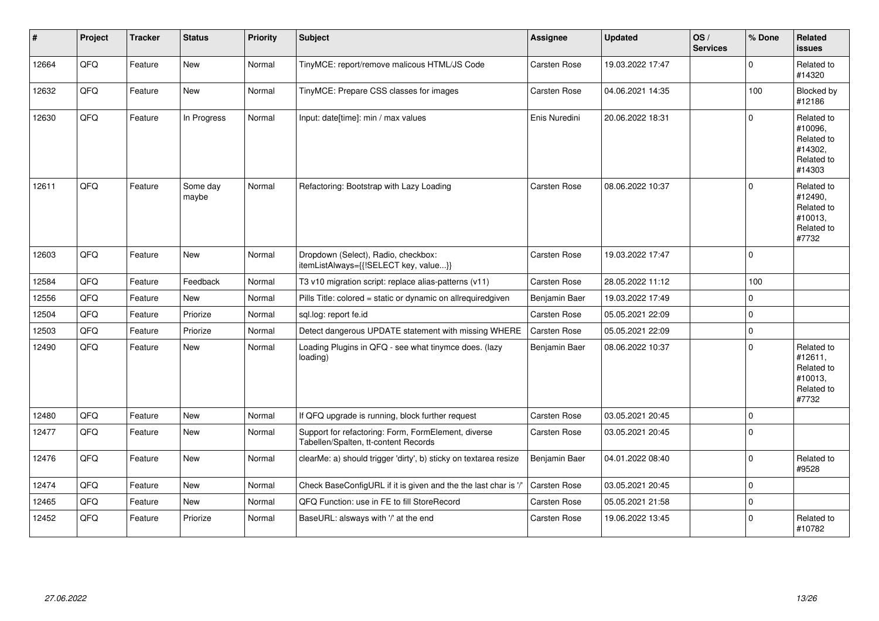| # | Project | Tracker | Status | Priority | Subject | Assignee | Updated | OS / Services | % Done | Related issues |
|---|---|---|---|---|---|---|---|---|---|---|
| 12664 | QFQ | Feature | New | Normal | TinyMCE: report/remove malicous HTML/JS Code | Carsten Rose | 19.03.2022 17:47 | | 0 | Related to #14320 |
| 12632 | QFQ | Feature | New | Normal | TinyMCE: Prepare CSS classes for images | Carsten Rose | 04.06.2021 14:35 | | 100 | Blocked by #12186 |
| 12630 | QFQ | Feature | In Progress | Normal | Input: date[time]: min / max values | Enis Nuredini | 20.06.2022 18:31 | | 0 | Related to #10096, Related to #14302, Related to #14303 |
| 12611 | QFQ | Feature | Some day maybe | Normal | Refactoring: Bootstrap with Lazy Loading | Carsten Rose | 08.06.2022 10:37 | | 0 | Related to #12490, Related to #10013, Related to #7732 |
| 12603 | QFQ | Feature | New | Normal | Dropdown (Select), Radio, checkbox: itemListAlways={{!SELECT key, value...}} | Carsten Rose | 19.03.2022 17:47 | | 0 | |
| 12584 | QFQ | Feature | Feedback | Normal | T3 v10 migration script: replace alias-patterns (v11) | Carsten Rose | 28.05.2022 11:12 | | 100 | |
| 12556 | QFQ | Feature | New | Normal | Pills Title: colored = static or dynamic on allrequiredgiven | Benjamin Baer | 19.03.2022 17:49 | | 0 | |
| 12504 | QFQ | Feature | Priorize | Normal | sql.log: report fe.id | Carsten Rose | 05.05.2021 22:09 | | 0 | |
| 12503 | QFQ | Feature | Priorize | Normal | Detect dangerous UPDATE statement with missing WHERE | Carsten Rose | 05.05.2021 22:09 | | 0 | |
| 12490 | QFQ | Feature | New | Normal | Loading Plugins in QFQ - see what tinymce does. (lazy loading) | Benjamin Baer | 08.06.2022 10:37 | | 0 | Related to #12611, Related to #10013, Related to #7732 |
| 12480 | QFQ | Feature | New | Normal | If QFQ upgrade is running, block further request | Carsten Rose | 03.05.2021 20:45 | | 0 | |
| 12477 | QFQ | Feature | New | Normal | Support for refactoring: Form, FormElement, diverse Tabellen/Spalten, tt-content Records | Carsten Rose | 03.05.2021 20:45 | | 0 | |
| 12476 | QFQ | Feature | New | Normal | clearMe: a) should trigger 'dirty', b) sticky on textarea resize | Benjamin Baer | 04.01.2022 08:40 | | 0 | Related to #9528 |
| 12474 | QFQ | Feature | New | Normal | Check BaseConfigURL if it is given and the the last char is '/' | Carsten Rose | 03.05.2021 20:45 | | 0 | |
| 12465 | QFQ | Feature | New | Normal | QFQ Function: use in FE to fill StoreRecord | Carsten Rose | 05.05.2021 21:58 | | 0 | |
| 12452 | QFQ | Feature | Priorize | Normal | BaseURL: alsways with '/' at the end | Carsten Rose | 19.06.2022 13:45 | | 0 | Related to #10782 |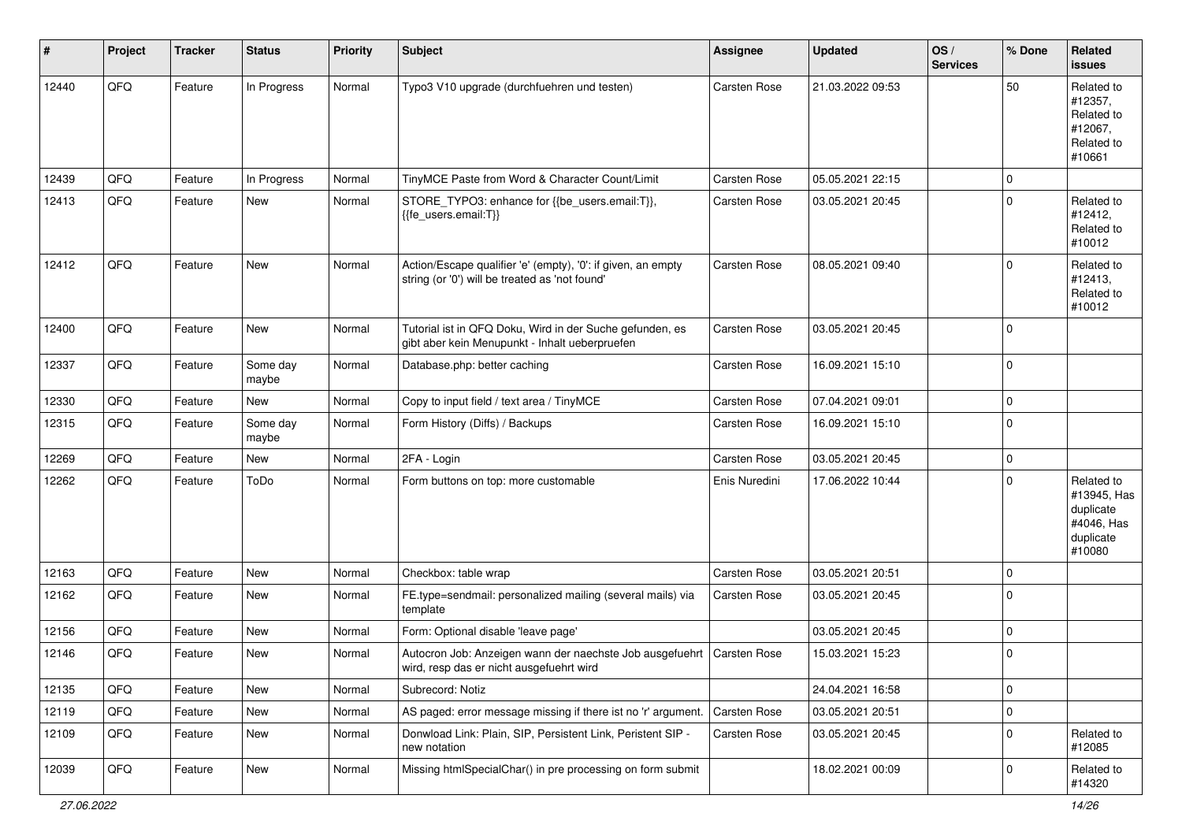| # | Project | Tracker | Status | Priority | Subject | Assignee | Updated | OS / Services | % Done | Related issues |
|---|---|---|---|---|---|---|---|---|---|---|
| 12440 | QFQ | Feature | In Progress | Normal | Typo3 V10 upgrade (durchfuehren und testen) | Carsten Rose | 21.03.2022 09:53 | | 50 | Related to #12357, Related to #12067, Related to #10661 |
| 12439 | QFQ | Feature | In Progress | Normal | TinyMCE Paste from Word & Character Count/Limit | Carsten Rose | 05.05.2021 22:15 | | 0 | |
| 12413 | QFQ | Feature | New | Normal | STORE_TYPO3: enhance for {{be_users.email:T}}, {{fe_users.email:T}} | Carsten Rose | 03.05.2021 20:45 | | 0 | Related to #12412, Related to #10012 |
| 12412 | QFQ | Feature | New | Normal | Action/Escape qualifier 'e' (empty), '0': if given, an empty string (or '0') will be treated as 'not found' | Carsten Rose | 08.05.2021 09:40 | | 0 | Related to #12413, Related to #10012 |
| 12400 | QFQ | Feature | New | Normal | Tutorial ist in QFQ Doku, Wird in der Suche gefunden, es gibt aber kein Menupunkt - Inhalt ueberpruefen | Carsten Rose | 03.05.2021 20:45 | | 0 | |
| 12337 | QFQ | Feature | Some day maybe | Normal | Database.php: better caching | Carsten Rose | 16.09.2021 15:10 | | 0 | |
| 12330 | QFQ | Feature | New | Normal | Copy to input field / text area / TinyMCE | Carsten Rose | 07.04.2021 09:01 | | 0 | |
| 12315 | QFQ | Feature | Some day maybe | Normal | Form History (Diffs) / Backups | Carsten Rose | 16.09.2021 15:10 | | 0 | |
| 12269 | QFQ | Feature | New | Normal | 2FA - Login | Carsten Rose | 03.05.2021 20:45 | | 0 | |
| 12262 | QFQ | Feature | ToDo | Normal | Form buttons on top: more customable | Enis Nuredini | 17.06.2022 10:44 | | 0 | Related to #13945, Has duplicate #4046, Has duplicate #10080 |
| 12163 | QFQ | Feature | New | Normal | Checkbox: table wrap | Carsten Rose | 03.05.2021 20:51 | | 0 | |
| 12162 | QFQ | Feature | New | Normal | FE.type=sendmail: personalized mailing (several mails) via template | Carsten Rose | 03.05.2021 20:45 | | 0 | |
| 12156 | QFQ | Feature | New | Normal | Form: Optional disable 'leave page' | | 03.05.2021 20:45 | | 0 | |
| 12146 | QFQ | Feature | New | Normal | Autocron Job: Anzeigen wann der naechste Job ausgefuehrt wird, resp das er nicht ausgefuehrt wird | Carsten Rose | 15.03.2021 15:23 | | 0 | |
| 12135 | QFQ | Feature | New | Normal | Subrecord: Notiz | | 24.04.2021 16:58 | | 0 | |
| 12119 | QFQ | Feature | New | Normal | AS paged: error message missing if there ist no 'r' argument. | Carsten Rose | 03.05.2021 20:51 | | 0 | |
| 12109 | QFQ | Feature | New | Normal | Donwload Link: Plain, SIP, Persistent Link, Peristent SIP - new notation | Carsten Rose | 03.05.2021 20:45 | | 0 | Related to #12085 |
| 12039 | QFQ | Feature | New | Normal | Missing htmlSpecialChar() in pre processing on form submit | | 18.02.2021 00:09 | | 0 | Related to #14320 |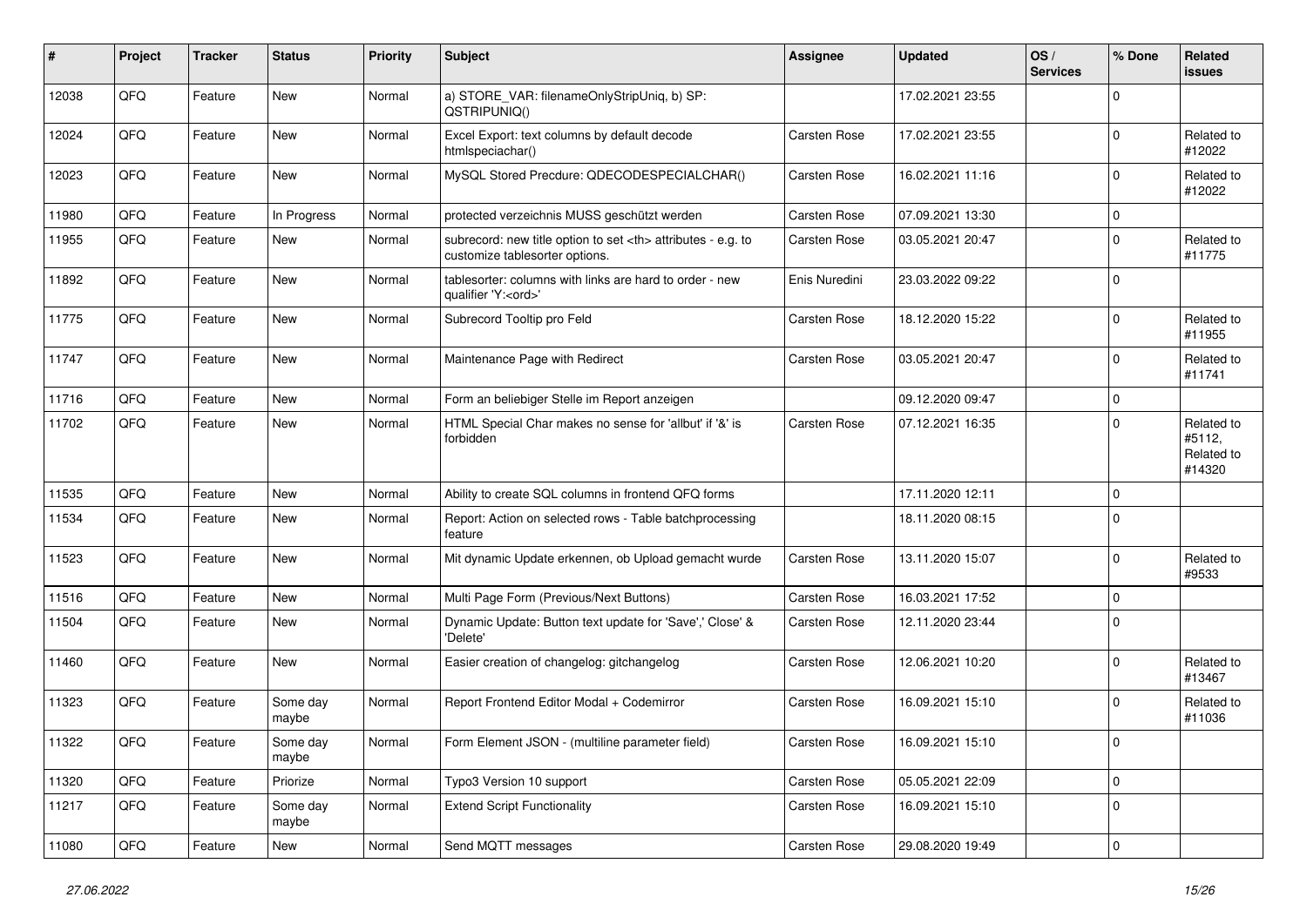| # | Project | Tracker | Status | Priority | Subject | Assignee | Updated | OS / Services | % Done | Related issues |
|---|---|---|---|---|---|---|---|---|---|---|
| 12038 | QFQ | Feature | New | Normal | a) STORE_VAR: filenameOnlyStripUniq, b) SP: QSTRIPUNIQ() | | 17.02.2021 23:55 | | 0 | |
| 12024 | QFQ | Feature | New | Normal | Excel Export: text columns by default decode htmlspeciachar() | Carsten Rose | 17.02.2021 23:55 | | 0 | Related to #12022 |
| 12023 | QFQ | Feature | New | Normal | MySQL Stored Precdure: QDECODESPECIALCHAR() | Carsten Rose | 16.02.2021 11:16 | | 0 | Related to #12022 |
| 11980 | QFQ | Feature | In Progress | Normal | protected verzeichnis MUSS geschützt werden | Carsten Rose | 07.09.2021 13:30 | | 0 | |
| 11955 | QFQ | Feature | New | Normal | subrecord: new title option to set <th> attributes - e.g. to customize tablesorter options. | Carsten Rose | 03.05.2021 20:47 | | 0 | Related to #11775 |
| 11892 | QFQ | Feature | New | Normal | tablesorter: columns with links are hard to order - new qualifier 'Y:<ord>' | Enis Nuredini | 23.03.2022 09:22 | | 0 | |
| 11775 | QFQ | Feature | New | Normal | Subrecord Tooltip pro Feld | Carsten Rose | 18.12.2020 15:22 | | 0 | Related to #11955 |
| 11747 | QFQ | Feature | New | Normal | Maintenance Page with Redirect | Carsten Rose | 03.05.2021 20:47 | | 0 | Related to #11741 |
| 11716 | QFQ | Feature | New | Normal | Form an beliebiger Stelle im Report anzeigen | | 09.12.2020 09:47 | | 0 | |
| 11702 | QFQ | Feature | New | Normal | HTML Special Char makes no sense for 'allbut' if '&' is forbidden | Carsten Rose | 07.12.2021 16:35 | | 0 | Related to #5112, Related to #14320 |
| 11535 | QFQ | Feature | New | Normal | Ability to create SQL columns in frontend QFQ forms | | 17.11.2020 12:11 | | 0 | |
| 11534 | QFQ | Feature | New | Normal | Report: Action on selected rows - Table batchprocessing feature | | 18.11.2020 08:15 | | 0 | |
| 11523 | QFQ | Feature | New | Normal | Mit dynamic Update erkennen, ob Upload gemacht wurde | Carsten Rose | 13.11.2020 15:07 | | 0 | Related to #9533 |
| 11516 | QFQ | Feature | New | Normal | Multi Page Form (Previous/Next Buttons) | Carsten Rose | 16.03.2021 17:52 | | 0 | |
| 11504 | QFQ | Feature | New | Normal | Dynamic Update: Button text update for 'Save',' Close' & 'Delete' | Carsten Rose | 12.11.2020 23:44 | | 0 | |
| 11460 | QFQ | Feature | New | Normal | Easier creation of changelog: gitchangelog | Carsten Rose | 12.06.2021 10:20 | | 0 | Related to #13467 |
| 11323 | QFQ | Feature | Some day maybe | Normal | Report Frontend Editor Modal + Codemirror | Carsten Rose | 16.09.2021 15:10 | | 0 | Related to #11036 |
| 11322 | QFQ | Feature | Some day maybe | Normal | Form Element JSON - (multiline parameter field) | Carsten Rose | 16.09.2021 15:10 | | 0 | |
| 11320 | QFQ | Feature | Priorize | Normal | Typo3 Version 10 support | Carsten Rose | 05.05.2021 22:09 | | 0 | |
| 11217 | QFQ | Feature | Some day maybe | Normal | Extend Script Functionality | Carsten Rose | 16.09.2021 15:10 | | 0 | |
| 11080 | QFQ | Feature | New | Normal | Send MQTT messages | Carsten Rose | 29.08.2020 19:49 | | 0 | |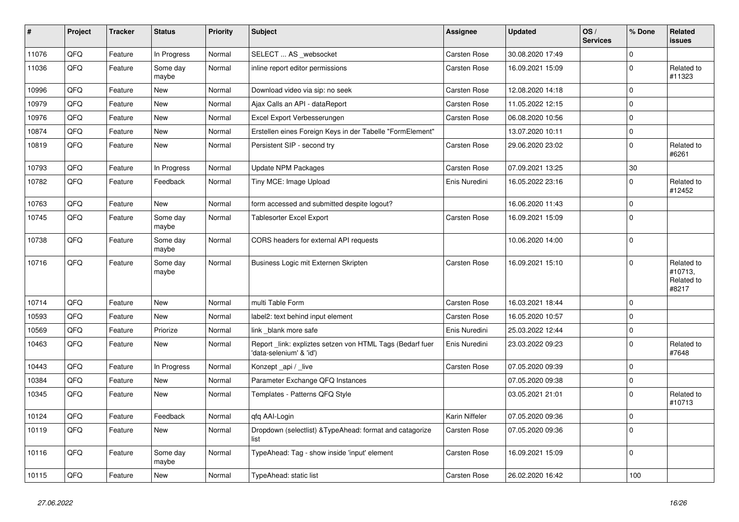| # | Project | Tracker | Status | Priority | Subject | Assignee | Updated | OS / Services | % Done | Related issues |
|---|---|---|---|---|---|---|---|---|---|---|
| 11076 | QFQ | Feature | In Progress | Normal | SELECT ... AS _websocket | Carsten Rose | 30.08.2020 17:49 | | 0 | |
| 11036 | QFQ | Feature | Some day maybe | Normal | inline report editor permissions | Carsten Rose | 16.09.2021 15:09 | | 0 | Related to #11323 |
| 10996 | QFQ | Feature | New | Normal | Download video via sip: no seek | Carsten Rose | 12.08.2020 14:18 | | 0 | |
| 10979 | QFQ | Feature | New | Normal | Ajax Calls an API - dataReport | Carsten Rose | 11.05.2022 12:15 | | 0 | |
| 10976 | QFQ | Feature | New | Normal | Excel Export Verbesserungen | Carsten Rose | 06.08.2020 10:56 | | 0 | |
| 10874 | QFQ | Feature | New | Normal | Erstellen eines Foreign Keys in der Tabelle "FormElement" | | 13.07.2020 10:11 | | 0 | |
| 10819 | QFQ | Feature | New | Normal | Persistent SIP - second try | Carsten Rose | 29.06.2020 23:02 | | 0 | Related to #6261 |
| 10793 | QFQ | Feature | In Progress | Normal | Update NPM Packages | Carsten Rose | 07.09.2021 13:25 | | 30 | |
| 10782 | QFQ | Feature | Feedback | Normal | Tiny MCE: Image Upload | Enis Nuredini | 16.05.2022 23:16 | | 0 | Related to #12452 |
| 10763 | QFQ | Feature | New | Normal | form accessed and submitted despite logout? | | 16.06.2020 11:43 | | 0 | |
| 10745 | QFQ | Feature | Some day maybe | Normal | Tablesorter Excel Export | Carsten Rose | 16.09.2021 15:09 | | 0 | |
| 10738 | QFQ | Feature | Some day maybe | Normal | CORS headers for external API requests | | 10.06.2020 14:00 | | 0 | |
| 10716 | QFQ | Feature | Some day maybe | Normal | Business Logic mit Externen Skripten | Carsten Rose | 16.09.2021 15:10 | | 0 | Related to #10713, Related to #8217 |
| 10714 | QFQ | Feature | New | Normal | multi Table Form | Carsten Rose | 16.03.2021 18:44 | | 0 | |
| 10593 | QFQ | Feature | New | Normal | label2: text behind input element | Carsten Rose | 16.05.2020 10:57 | | 0 | |
| 10569 | QFQ | Feature | Priorize | Normal | link _blank more safe | Enis Nuredini | 25.03.2022 12:44 | | 0 | |
| 10463 | QFQ | Feature | New | Normal | Report _link: expliztes setzen von HTML Tags (Bedarf fuer 'data-selenium' & 'id') | Enis Nuredini | 23.03.2022 09:23 | | 0 | Related to #7648 |
| 10443 | QFQ | Feature | In Progress | Normal | Konzept _api / _live | Carsten Rose | 07.05.2020 09:39 | | 0 | |
| 10384 | QFQ | Feature | New | Normal | Parameter Exchange QFQ Instances | | 07.05.2020 09:38 | | 0 | |
| 10345 | QFQ | Feature | New | Normal | Templates - Patterns QFQ Style | | 03.05.2021 21:01 | | 0 | Related to #10713 |
| 10124 | QFQ | Feature | Feedback | Normal | qfq AAI-Login | Karin Niffeler | 07.05.2020 09:36 | | 0 | |
| 10119 | QFQ | Feature | New | Normal | Dropdown (selectlist) &TypeAhead: format and catagorize list | Carsten Rose | 07.05.2020 09:36 | | 0 | |
| 10116 | QFQ | Feature | Some day maybe | Normal | TypeAhead: Tag - show inside 'input' element | Carsten Rose | 16.09.2021 15:09 | | 0 | |
| 10115 | QFQ | Feature | New | Normal | TypeAhead: static list | Carsten Rose | 26.02.2020 16:42 | | 100 | |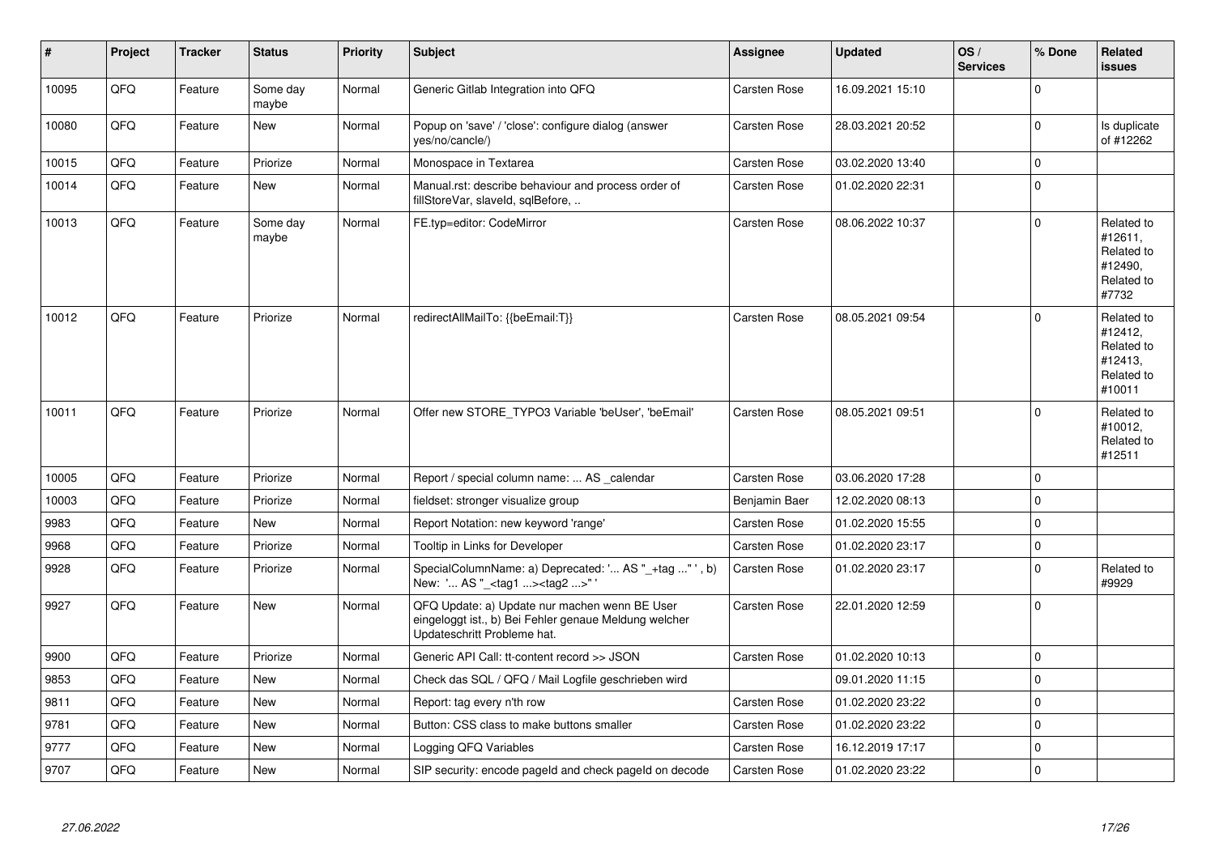| # | Project | Tracker | Status | Priority | Subject | Assignee | Updated | OS / Services | % Done | Related issues |
|---|---|---|---|---|---|---|---|---|---|---|
| 10095 | QFQ | Feature | Some day maybe | Normal | Generic Gitlab Integration into QFQ | Carsten Rose | 16.09.2021 15:10 | | 0 | |
| 10080 | QFQ | Feature | New | Normal | Popup on 'save' / 'close': configure dialog (answer yes/no/cancle/) | Carsten Rose | 28.03.2021 20:52 | | 0 | Is duplicate of #12262 |
| 10015 | QFQ | Feature | Priorize | Normal | Monospace in Textarea | Carsten Rose | 03.02.2020 13:40 | | 0 | |
| 10014 | QFQ | Feature | New | Normal | Manual.rst: describe behaviour and process order of fillStoreVar, slaveId, sqlBefore, .. | Carsten Rose | 01.02.2020 22:31 | | 0 | |
| 10013 | QFQ | Feature | Some day maybe | Normal | FE.typ=editor: CodeMirror | Carsten Rose | 08.06.2022 10:37 | | 0 | Related to #12611, Related to #12490, Related to #7732 |
| 10012 | QFQ | Feature | Priorize | Normal | redirectAllMailTo: {{beEmail:T}} | Carsten Rose | 08.05.2021 09:54 | | 0 | Related to #12412, Related to #12413, Related to #10011 |
| 10011 | QFQ | Feature | Priorize | Normal | Offer new STORE_TYPO3 Variable 'beUser', 'beEmail' | Carsten Rose | 08.05.2021 09:51 | | 0 | Related to #10012, Related to #12511 |
| 10005 | QFQ | Feature | Priorize | Normal | Report / special column name: ... AS _calendar | Carsten Rose | 03.06.2020 17:28 | | 0 | |
| 10003 | QFQ | Feature | Priorize | Normal | fieldset: stronger visualize group | Benjamin Baer | 12.02.2020 08:13 | | 0 | |
| 9983 | QFQ | Feature | New | Normal | Report Notation: new keyword 'range' | Carsten Rose | 01.02.2020 15:55 | | 0 | |
| 9968 | QFQ | Feature | Priorize | Normal | Tooltip in Links for Developer | Carsten Rose | 01.02.2020 23:17 | | 0 | |
| 9928 | QFQ | Feature | Priorize | Normal | SpecialColumnName: a) Deprecated: '... AS "_+tag ..." ', b) New: '... AS "_<tag1 ...><tag2 ...>" ' | Carsten Rose | 01.02.2020 23:17 | | 0 | Related to #9929 |
| 9927 | QFQ | Feature | New | Normal | QFQ Update: a) Update nur machen wenn BE User eingeloggt ist., b) Bei Fehler genaue Meldung welcher Updateschritt Probleme hat. | Carsten Rose | 22.01.2020 12:59 | | 0 | |
| 9900 | QFQ | Feature | Priorize | Normal | Generic API Call: tt-content record >> JSON | Carsten Rose | 01.02.2020 10:13 | | 0 | |
| 9853 | QFQ | Feature | New | Normal | Check das SQL / QFQ / Mail Logfile geschrieben wird | | 09.01.2020 11:15 | | 0 | |
| 9811 | QFQ | Feature | New | Normal | Report: tag every n'th row | Carsten Rose | 01.02.2020 23:22 | | 0 | |
| 9781 | QFQ | Feature | New | Normal | Button: CSS class to make buttons smaller | Carsten Rose | 01.02.2020 23:22 | | 0 | |
| 9777 | QFQ | Feature | New | Normal | Logging QFQ Variables | Carsten Rose | 16.12.2019 17:17 | | 0 | |
| 9707 | QFQ | Feature | New | Normal | SIP security: encode pageId and check pageId on decode | Carsten Rose | 01.02.2020 23:22 | | 0 | |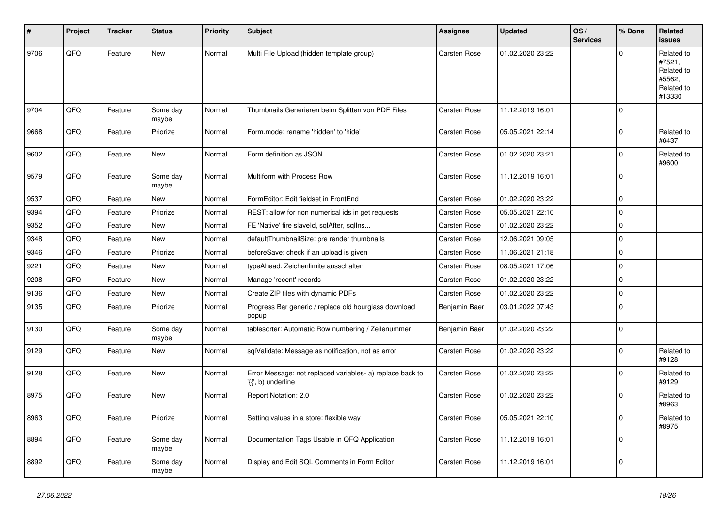| # | Project | Tracker | Status | Priority | Subject | Assignee | Updated | OS / Services | % Done | Related issues |
|---|---|---|---|---|---|---|---|---|---|---|
| 9706 | QFQ | Feature | New | Normal | Multi File Upload (hidden template group) | Carsten Rose | 01.02.2020 23:22 | | 0 | Related to #7521, Related to #5562, Related to #13330 |
| 9704 | QFQ | Feature | Some day maybe | Normal | Thumbnails Generieren beim Splitten von PDF Files | Carsten Rose | 11.12.2019 16:01 | | 0 | |
| 9668 | QFQ | Feature | Priorize | Normal | Form.mode: rename 'hidden' to 'hide' | Carsten Rose | 05.05.2021 22:14 | | 0 | Related to #6437 |
| 9602 | QFQ | Feature | New | Normal | Form definition as JSON | Carsten Rose | 01.02.2020 23:21 | | 0 | Related to #9600 |
| 9579 | QFQ | Feature | Some day maybe | Normal | Multiform with Process Row | Carsten Rose | 11.12.2019 16:01 | | 0 | |
| 9537 | QFQ | Feature | New | Normal | FormEditor: Edit fieldset in FrontEnd | Carsten Rose | 01.02.2020 23:22 | | 0 | |
| 9394 | QFQ | Feature | Priorize | Normal | REST: allow for non numerical ids in get requests | Carsten Rose | 05.05.2021 22:10 | | 0 | |
| 9352 | QFQ | Feature | New | Normal | FE 'Native' fire slaveId, sqlAfter, sqlIns... | Carsten Rose | 01.02.2020 23:22 | | 0 | |
| 9348 | QFQ | Feature | New | Normal | defaultThumbnailSize: pre render thumbnails | Carsten Rose | 12.06.2021 09:05 | | 0 | |
| 9346 | QFQ | Feature | Priorize | Normal | beforeSave: check if an upload is given | Carsten Rose | 11.06.2021 21:18 | | 0 | |
| 9221 | QFQ | Feature | New | Normal | typeAhead: Zeichenlimite ausschalten | Carsten Rose | 08.05.2021 17:06 | | 0 | |
| 9208 | QFQ | Feature | New | Normal | Manage 'recent' records | Carsten Rose | 01.02.2020 23:22 | | 0 | |
| 9136 | QFQ | Feature | New | Normal | Create ZIP files with dynamic PDFs | Carsten Rose | 01.02.2020 23:22 | | 0 | |
| 9135 | QFQ | Feature | Priorize | Normal | Progress Bar generic / replace old hourglass download popup | Benjamin Baer | 03.01.2022 07:43 | | 0 | |
| 9130 | QFQ | Feature | Some day maybe | Normal | tablesorter: Automatic Row numbering / Zeilenummer | Benjamin Baer | 01.02.2020 23:22 | | 0 | |
| 9129 | QFQ | Feature | New | Normal | sqlValidate: Message as notification, not as error | Carsten Rose | 01.02.2020 23:22 | | 0 | Related to #9128 |
| 9128 | QFQ | Feature | New | Normal | Error Message: not replaced variables- a) replace back to '{{', b) underline | Carsten Rose | 01.02.2020 23:22 | | 0 | Related to #9129 |
| 8975 | QFQ | Feature | New | Normal | Report Notation: 2.0 | Carsten Rose | 01.02.2020 23:22 | | 0 | Related to #8963 |
| 8963 | QFQ | Feature | Priorize | Normal | Setting values in a store: flexible way | Carsten Rose | 05.05.2021 22:10 | | 0 | Related to #8975 |
| 8894 | QFQ | Feature | Some day maybe | Normal | Documentation Tags Usable in QFQ Application | Carsten Rose | 11.12.2019 16:01 | | 0 | |
| 8892 | QFQ | Feature | Some day maybe | Normal | Display and Edit SQL Comments in Form Editor | Carsten Rose | 11.12.2019 16:01 | | 0 | |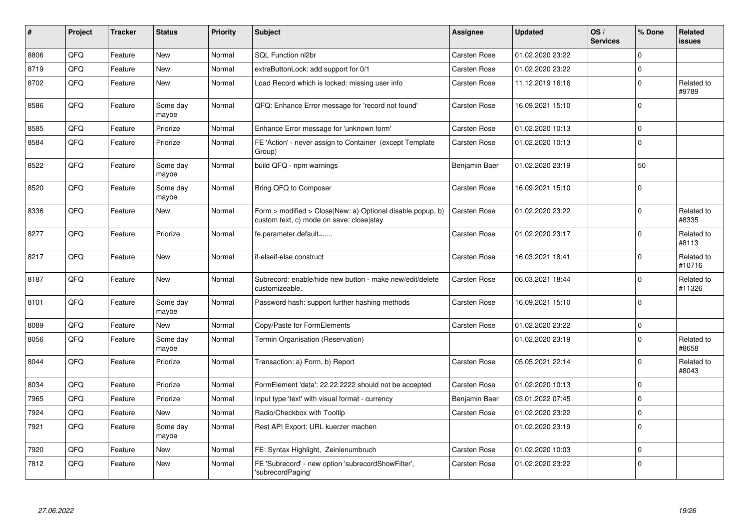| # | Project | Tracker | Status | Priority | Subject | Assignee | Updated | OS / Services | % Done | Related issues |
|---|---|---|---|---|---|---|---|---|---|---|
| 8806 | QFQ | Feature | New | Normal | SQL Function nl2br | Carsten Rose | 01.02.2020 23:22 | | 0 | |
| 8719 | QFQ | Feature | New | Normal | extraButtonLock: add support for 0/1 | Carsten Rose | 01.02.2020 23:22 | | 0 | |
| 8702 | QFQ | Feature | New | Normal | Load Record which is locked: missing user info | Carsten Rose | 11.12.2019 16:16 | | 0 | Related to #9789 |
| 8586 | QFQ | Feature | Some day maybe | Normal | QFQ: Enhance Error message for 'record not found' | Carsten Rose | 16.09.2021 15:10 | | 0 | |
| 8585 | QFQ | Feature | Priorize | Normal | Enhance Error message for 'unknown form' | Carsten Rose | 01.02.2020 10:13 | | 0 | |
| 8584 | QFQ | Feature | Priorize | Normal | FE 'Action' - never assign to Container (except Template Group) | Carsten Rose | 01.02.2020 10:13 | | 0 | |
| 8522 | QFQ | Feature | Some day maybe | Normal | build QFQ - npm warnings | Benjamin Baer | 01.02.2020 23:19 | | 50 | |
| 8520 | QFQ | Feature | Some day maybe | Normal | Bring QFQ to Composer | Carsten Rose | 16.09.2021 15:10 | | 0 | |
| 8336 | QFQ | Feature | New | Normal | Form > modified > Close\|New: a) Optional disable popup, b) custom text, c) mode on save: close\|stay | Carsten Rose | 01.02.2020 23:22 | | 0 | Related to #8335 |
| 8277 | QFQ | Feature | Priorize | Normal | fe.parameter.default=..... | Carsten Rose | 01.02.2020 23:17 | | 0 | Related to #8113 |
| 8217 | QFQ | Feature | New | Normal | if-elseif-else construct | Carsten Rose | 16.03.2021 18:41 | | 0 | Related to #10716 |
| 8187 | QFQ | Feature | New | Normal | Subrecord: enable/hide new button - make new/edit/delete customizeable. | Carsten Rose | 06.03.2021 18:44 | | 0 | Related to #11326 |
| 8101 | QFQ | Feature | Some day maybe | Normal | Password hash: support further hashing methods | Carsten Rose | 16.09.2021 15:10 | | 0 | |
| 8089 | QFQ | Feature | New | Normal | Copy/Paste for FormElements | Carsten Rose | 01.02.2020 23:22 | | 0 | |
| 8056 | QFQ | Feature | Some day maybe | Normal | Termin Organisation (Reservation) | | 01.02.2020 23:19 | | 0 | Related to #8658 |
| 8044 | QFQ | Feature | Priorize | Normal | Transaction: a) Form, b) Report | Carsten Rose | 05.05.2021 22:14 | | 0 | Related to #8043 |
| 8034 | QFQ | Feature | Priorize | Normal | FormElement 'data': 22.22.2222 should not be accepted | Carsten Rose | 01.02.2020 10:13 | | 0 | |
| 7965 | QFQ | Feature | Priorize | Normal | Input type 'text' with visual format - currency | Benjamin Baer | 03.01.2022 07:45 | | 0 | |
| 7924 | QFQ | Feature | New | Normal | Radio/Checkbox with Tooltip | Carsten Rose | 01.02.2020 23:22 | | 0 | |
| 7921 | QFQ | Feature | Some day maybe | Normal | Rest API Export: URL kuerzer machen | | 01.02.2020 23:19 | | 0 | |
| 7920 | QFQ | Feature | New | Normal | FE: Syntax Highlight, Zeinlenumbruch | Carsten Rose | 01.02.2020 10:03 | | 0 | |
| 7812 | QFQ | Feature | New | Normal | FE 'Subrecord' - new option 'subrecordShowFilter', 'subrecordPaging' | Carsten Rose | 01.02.2020 23:22 | | 0 | |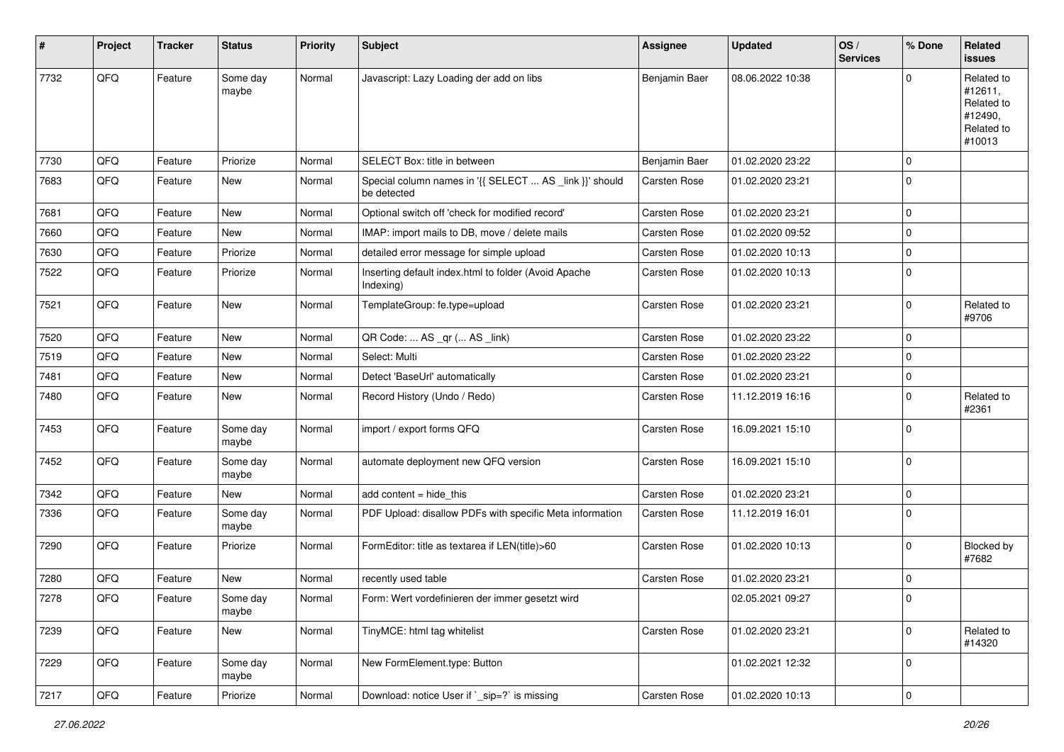| # | Project | Tracker | Status | Priority | Subject | Assignee | Updated | OS / Services | % Done | Related issues |
|---|---|---|---|---|---|---|---|---|---|---|
| 7732 | QFQ | Feature | Some day maybe | Normal | Javascript: Lazy Loading der add on libs | Benjamin Baer | 08.06.2022 10:38 | | 0 | Related to #12611, Related to #12490, Related to #10013 |
| 7730 | QFQ | Feature | Priorize | Normal | SELECT Box: title in between | Benjamin Baer | 01.02.2020 23:22 | | 0 | |
| 7683 | QFQ | Feature | New | Normal | Special column names in '{{ SELECT ... AS _link }}' should be detected | Carsten Rose | 01.02.2020 23:21 | | 0 | |
| 7681 | QFQ | Feature | New | Normal | Optional switch off 'check for modified record' | Carsten Rose | 01.02.2020 23:21 | | 0 | |
| 7660 | QFQ | Feature | New | Normal | IMAP: import mails to DB, move / delete mails | Carsten Rose | 01.02.2020 09:52 | | 0 | |
| 7630 | QFQ | Feature | Priorize | Normal | detailed error message for simple upload | Carsten Rose | 01.02.2020 10:13 | | 0 | |
| 7522 | QFQ | Feature | Priorize | Normal | Inserting default index.html to folder (Avoid Apache Indexing) | Carsten Rose | 01.02.2020 10:13 | | 0 | |
| 7521 | QFQ | Feature | New | Normal | TemplateGroup: fe.type=upload | Carsten Rose | 01.02.2020 23:21 | | 0 | Related to #9706 |
| 7520 | QFQ | Feature | New | Normal | QR Code: ... AS _qr (... AS _link) | Carsten Rose | 01.02.2020 23:22 | | 0 | |
| 7519 | QFQ | Feature | New | Normal | Select: Multi | Carsten Rose | 01.02.2020 23:22 | | 0 | |
| 7481 | QFQ | Feature | New | Normal | Detect 'BaseUrl' automatically | Carsten Rose | 01.02.2020 23:21 | | 0 | |
| 7480 | QFQ | Feature | New | Normal | Record History (Undo / Redo) | Carsten Rose | 11.12.2019 16:16 | | 0 | Related to #2361 |
| 7453 | QFQ | Feature | Some day maybe | Normal | import / export forms QFQ | Carsten Rose | 16.09.2021 15:10 | | 0 | |
| 7452 | QFQ | Feature | Some day maybe | Normal | automate deployment new QFQ version | Carsten Rose | 16.09.2021 15:10 | | 0 | |
| 7342 | QFQ | Feature | New | Normal | add content = hide_this | Carsten Rose | 01.02.2020 23:21 | | 0 | |
| 7336 | QFQ | Feature | Some day maybe | Normal | PDF Upload: disallow PDFs with specific Meta information | Carsten Rose | 11.12.2019 16:01 | | 0 | |
| 7290 | QFQ | Feature | Priorize | Normal | FormEditor: title as textarea if LEN(title)>60 | Carsten Rose | 01.02.2020 10:13 | | 0 | Blocked by #7682 |
| 7280 | QFQ | Feature | New | Normal | recently used table | Carsten Rose | 01.02.2020 23:21 | | 0 | |
| 7278 | QFQ | Feature | Some day maybe | Normal | Form: Wert vordefinieren der immer gesetzt wird | | 02.05.2021 09:27 | | 0 | |
| 7239 | QFQ | Feature | New | Normal | TinyMCE: html tag whitelist | Carsten Rose | 01.02.2020 23:21 | | 0 | Related to #14320 |
| 7229 | QFQ | Feature | Some day maybe | Normal | New FormElement.type: Button | | 01.02.2021 12:32 | | 0 | |
| 7217 | QFQ | Feature | Priorize | Normal | Download: notice User if `_sip=?` is missing | Carsten Rose | 01.02.2020 10:13 | | 0 | |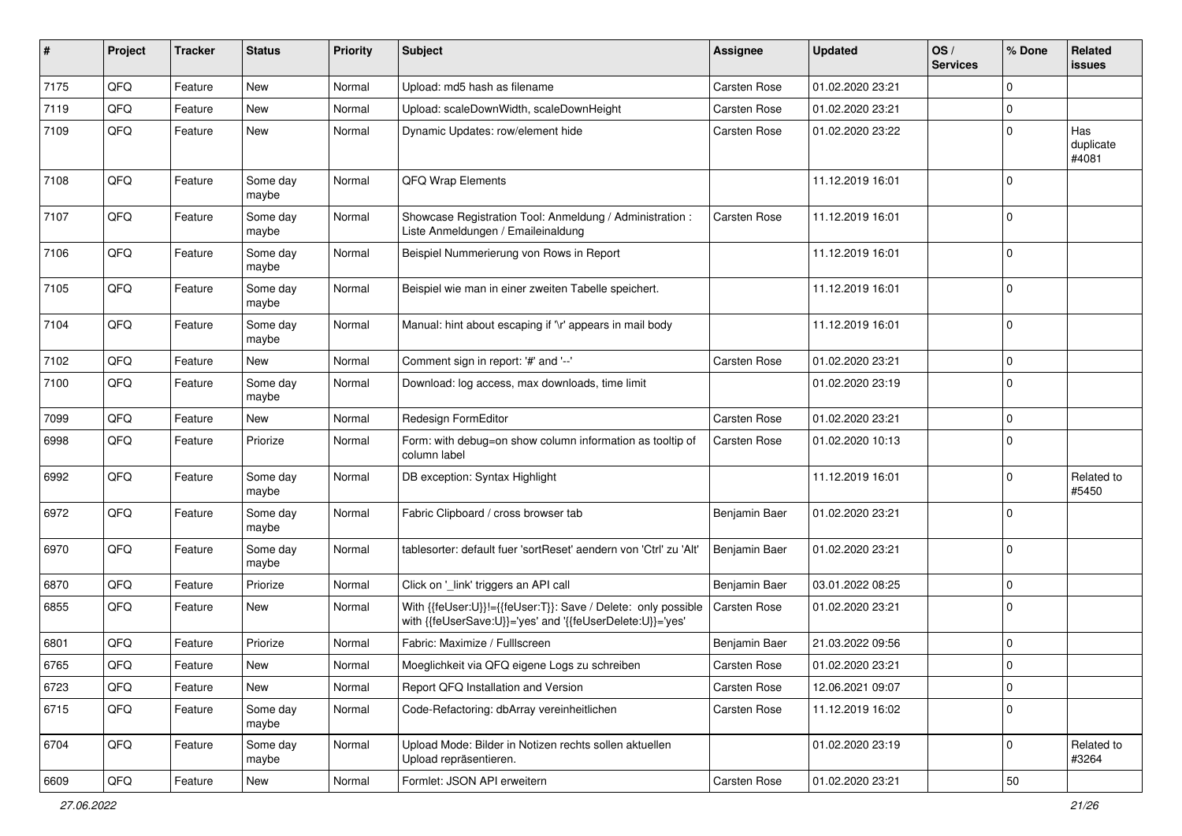| # | Project | Tracker | Status | Priority | Subject | Assignee | Updated | OS / Services | % Done | Related issues |
|---|---|---|---|---|---|---|---|---|---|---|
| 7175 | QFQ | Feature | New | Normal | Upload: md5 hash as filename | Carsten Rose | 01.02.2020 23:21 | | 0 | |
| 7119 | QFQ | Feature | New | Normal | Upload: scaleDownWidth, scaleDownHeight | Carsten Rose | 01.02.2020 23:21 | | 0 | |
| 7109 | QFQ | Feature | New | Normal | Dynamic Updates: row/element hide | Carsten Rose | 01.02.2020 23:22 | | 0 | Has duplicate #4081 |
| 7108 | QFQ | Feature | Some day maybe | Normal | QFQ Wrap Elements | | 11.12.2019 16:01 | | 0 | |
| 7107 | QFQ | Feature | Some day maybe | Normal | Showcase Registration Tool: Anmeldung / Administration : Liste Anmeldungen / Emaileinaldung | Carsten Rose | 11.12.2019 16:01 | | 0 | |
| 7106 | QFQ | Feature | Some day maybe | Normal | Beispiel Nummerierung von Rows in Report | | 11.12.2019 16:01 | | 0 | |
| 7105 | QFQ | Feature | Some day maybe | Normal | Beispiel wie man in einer zweiten Tabelle speichert. | | 11.12.2019 16:01 | | 0 | |
| 7104 | QFQ | Feature | Some day maybe | Normal | Manual: hint about escaping if '\r' appears in mail body | | 11.12.2019 16:01 | | 0 | |
| 7102 | QFQ | Feature | New | Normal | Comment sign in report: '#' and '--' | Carsten Rose | 01.02.2020 23:21 | | 0 | |
| 7100 | QFQ | Feature | Some day maybe | Normal | Download: log access, max downloads, time limit | | 01.02.2020 23:19 | | 0 | |
| 7099 | QFQ | Feature | New | Normal | Redesign FormEditor | Carsten Rose | 01.02.2020 23:21 | | 0 | |
| 6998 | QFQ | Feature | Priorize | Normal | Form: with debug=on show column information as tooltip of column label | Carsten Rose | 01.02.2020 10:13 | | 0 | |
| 6992 | QFQ | Feature | Some day maybe | Normal | DB exception: Syntax Highlight | | 11.12.2019 16:01 | | 0 | Related to #5450 |
| 6972 | QFQ | Feature | Some day maybe | Normal | Fabric Clipboard / cross browser tab | Benjamin Baer | 01.02.2020 23:21 | | 0 | |
| 6970 | QFQ | Feature | Some day maybe | Normal | tablesorter: default fuer 'sortReset' aendern von 'Ctrl' zu 'Alt' | Benjamin Baer | 01.02.2020 23:21 | | 0 | |
| 6870 | QFQ | Feature | Priorize | Normal | Click on '_link' triggers an API call | Benjamin Baer | 03.01.2022 08:25 | | 0 | |
| 6855 | QFQ | Feature | New | Normal | With {{feUser:U}}!={{feUser:T}}: Save / Delete: only possible with {{feUserSave:U}}='yes' and '{{feUserDelete:U}}='yes' | Carsten Rose | 01.02.2020 23:21 | | 0 | |
| 6801 | QFQ | Feature | Priorize | Normal | Fabric: Maximize / Fulllscreen | Benjamin Baer | 21.03.2022 09:56 | | 0 | |
| 6765 | QFQ | Feature | New | Normal | Moeglichkeit via QFQ eigene Logs zu schreiben | Carsten Rose | 01.02.2020 23:21 | | 0 | |
| 6723 | QFQ | Feature | New | Normal | Report QFQ Installation and Version | Carsten Rose | 12.06.2021 09:07 | | 0 | |
| 6715 | QFQ | Feature | Some day maybe | Normal | Code-Refactoring: dbArray vereinheitlichen | Carsten Rose | 11.12.2019 16:02 | | 0 | |
| 6704 | QFQ | Feature | Some day maybe | Normal | Upload Mode: Bilder in Notizen rechts sollen aktuellen Upload repräsentieren. | | 01.02.2020 23:19 | | 0 | Related to #3264 |
| 6609 | QFQ | Feature | New | Normal | Formlet: JSON API erweitern | Carsten Rose | 01.02.2020 23:21 | | 50 | |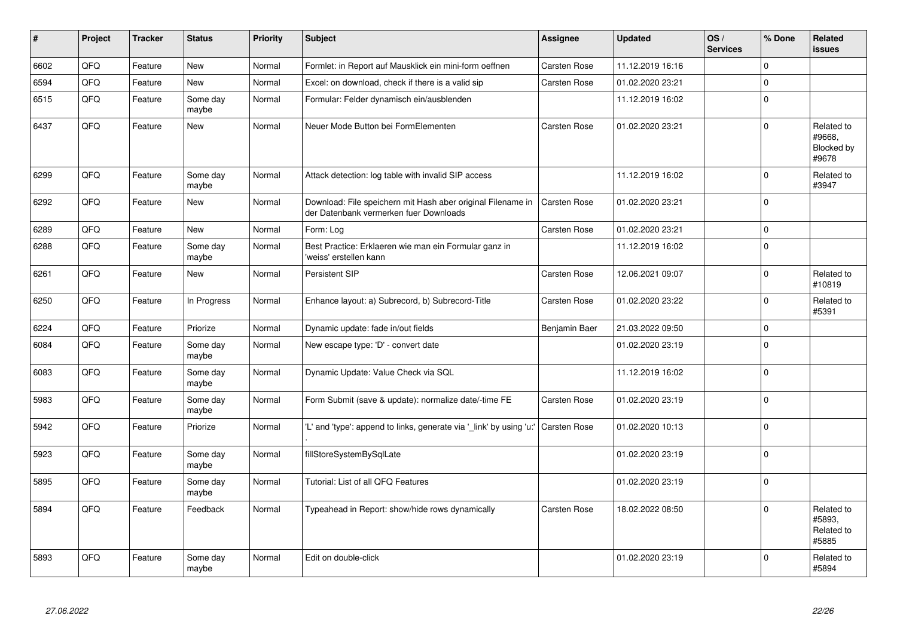| # | Project | Tracker | Status | Priority | Subject | Assignee | Updated | OS / Services | % Done | Related issues |
|---|---|---|---|---|---|---|---|---|---|---|
| 6602 | QFQ | Feature | New | Normal | Formlet: in Report auf Mausklick ein mini-form oeffnen | Carsten Rose | 11.12.2019 16:16 | | 0 | |
| 6594 | QFQ | Feature | New | Normal | Excel: on download, check if there is a valid sip | Carsten Rose | 01.02.2020 23:21 | | 0 | |
| 6515 | QFQ | Feature | Some day maybe | Normal | Formular: Felder dynamisch ein/ausblenden | | 11.12.2019 16:02 | | 0 | |
| 6437 | QFQ | Feature | New | Normal | Neuer Mode Button bei FormElementen | Carsten Rose | 01.02.2020 23:21 | | 0 | Related to #9668, Blocked by #9678 |
| 6299 | QFQ | Feature | Some day maybe | Normal | Attack detection: log table with invalid SIP access | | 11.12.2019 16:02 | | 0 | Related to #3947 |
| 6292 | QFQ | Feature | New | Normal | Download: File speichern mit Hash aber original Filename in der Datenbank vermerken fuer Downloads | Carsten Rose | 01.02.2020 23:21 | | 0 | |
| 6289 | QFQ | Feature | New | Normal | Form: Log | Carsten Rose | 01.02.2020 23:21 | | 0 | |
| 6288 | QFQ | Feature | Some day maybe | Normal | Best Practice: Erklaeren wie man ein Formular ganz in 'weiss' erstellen kann | | 11.12.2019 16:02 | | 0 | |
| 6261 | QFQ | Feature | New | Normal | Persistent SIP | Carsten Rose | 12.06.2021 09:07 | | 0 | Related to #10819 |
| 6250 | QFQ | Feature | In Progress | Normal | Enhance layout: a) Subrecord, b) Subrecord-Title | Carsten Rose | 01.02.2020 23:22 | | 0 | Related to #5391 |
| 6224 | QFQ | Feature | Priorize | Normal | Dynamic update: fade in/out fields | Benjamin Baer | 21.03.2022 09:50 | | 0 | |
| 6084 | QFQ | Feature | Some day maybe | Normal | New escape type: 'D' - convert date | | 01.02.2020 23:19 | | 0 | |
| 6083 | QFQ | Feature | Some day maybe | Normal | Dynamic Update: Value Check via SQL | | 11.12.2019 16:02 | | 0 | |
| 5983 | QFQ | Feature | Some day maybe | Normal | Form Submit (save & update): normalize date/-time FE | Carsten Rose | 01.02.2020 23:19 | | 0 | |
| 5942 | QFQ | Feature | Priorize | Normal | 'L' and 'type': append to links, generate via '_link' by using 'u:' . | Carsten Rose | 01.02.2020 10:13 | | 0 | |
| 5923 | QFQ | Feature | Some day maybe | Normal | fillStoreSystemBySqlLate | | 01.02.2020 23:19 | | 0 | |
| 5895 | QFQ | Feature | Some day maybe | Normal | Tutorial: List of all QFQ Features | | 01.02.2020 23:19 | | 0 | |
| 5894 | QFQ | Feature | Feedback | Normal | Typeahead in Report: show/hide rows dynamically | Carsten Rose | 18.02.2022 08:50 | | 0 | Related to #5893, Related to #5885 |
| 5893 | QFQ | Feature | Some day maybe | Normal | Edit on double-click | | 01.02.2020 23:19 | | 0 | Related to #5894 |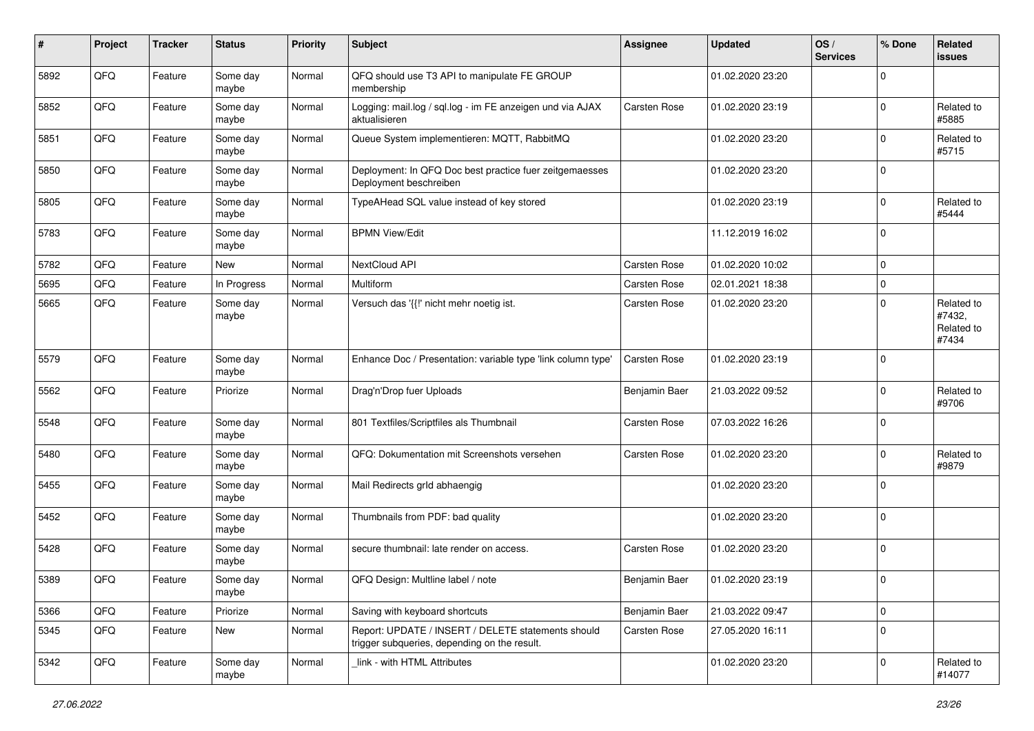| # | Project | Tracker | Status | Priority | Subject | Assignee | Updated | OS / Services | % Done | Related issues |
|---|---|---|---|---|---|---|---|---|---|---|
| 5892 | QFQ | Feature | Some day maybe | Normal | QFQ should use T3 API to manipulate FE GROUP membership | | 01.02.2020 23:20 | | 0 | |
| 5852 | QFQ | Feature | Some day maybe | Normal | Logging: mail.log / sql.log - im FE anzeigen und via AJAX aktualisieren | Carsten Rose | 01.02.2020 23:19 | | 0 | Related to #5885 |
| 5851 | QFQ | Feature | Some day maybe | Normal | Queue System implementieren: MQTT, RabbitMQ | | 01.02.2020 23:20 | | 0 | Related to #5715 |
| 5850 | QFQ | Feature | Some day maybe | Normal | Deployment: In QFQ Doc best practice fuer zeitgemaesses Deployment beschreiben | | 01.02.2020 23:20 | | 0 | |
| 5805 | QFQ | Feature | Some day maybe | Normal | TypeAHead SQL value instead of key stored | | 01.02.2020 23:19 | | 0 | Related to #5444 |
| 5783 | QFQ | Feature | Some day maybe | Normal | BPMN View/Edit | | 11.12.2019 16:02 | | 0 | |
| 5782 | QFQ | Feature | New | Normal | NextCloud API | Carsten Rose | 01.02.2020 10:02 | | 0 | |
| 5695 | QFQ | Feature | In Progress | Normal | Multiform | Carsten Rose | 02.01.2021 18:38 | | 0 | |
| 5665 | QFQ | Feature | Some day maybe | Normal | Versuch das '{{!' nicht mehr noetig ist. | Carsten Rose | 01.02.2020 23:20 | | 0 | Related to #7432, Related to #7434 |
| 5579 | QFQ | Feature | Some day maybe | Normal | Enhance Doc / Presentation: variable type 'link column type' | Carsten Rose | 01.02.2020 23:19 | | 0 | |
| 5562 | QFQ | Feature | Priorize | Normal | Drag'n'Drop fuer Uploads | Benjamin Baer | 21.03.2022 09:52 | | 0 | Related to #9706 |
| 5548 | QFQ | Feature | Some day maybe | Normal | 801 Textfiles/Scriptfiles als Thumbnail | Carsten Rose | 07.03.2022 16:26 | | 0 | |
| 5480 | QFQ | Feature | Some day maybe | Normal | QFQ: Dokumentation mit Screenshots versehen | Carsten Rose | 01.02.2020 23:20 | | 0 | Related to #9879 |
| 5455 | QFQ | Feature | Some day maybe | Normal | Mail Redirects grId abhaengig | | 01.02.2020 23:20 | | 0 | |
| 5452 | QFQ | Feature | Some day maybe | Normal | Thumbnails from PDF: bad quality | | 01.02.2020 23:20 | | 0 | |
| 5428 | QFQ | Feature | Some day maybe | Normal | secure thumbnail: late render on access. | Carsten Rose | 01.02.2020 23:20 | | 0 | |
| 5389 | QFQ | Feature | Some day maybe | Normal | QFQ Design: Multline label / note | Benjamin Baer | 01.02.2020 23:19 | | 0 | |
| 5366 | QFQ | Feature | Priorize | Normal | Saving with keyboard shortcuts | Benjamin Baer | 21.03.2022 09:47 | | 0 | |
| 5345 | QFQ | Feature | New | Normal | Report: UPDATE / INSERT / DELETE statements should trigger subqueries, depending on the result. | Carsten Rose | 27.05.2020 16:11 | | 0 | |
| 5342 | QFQ | Feature | Some day maybe | Normal | _link - with HTML Attributes | | 01.02.2020 23:20 | | 0 | Related to #14077 |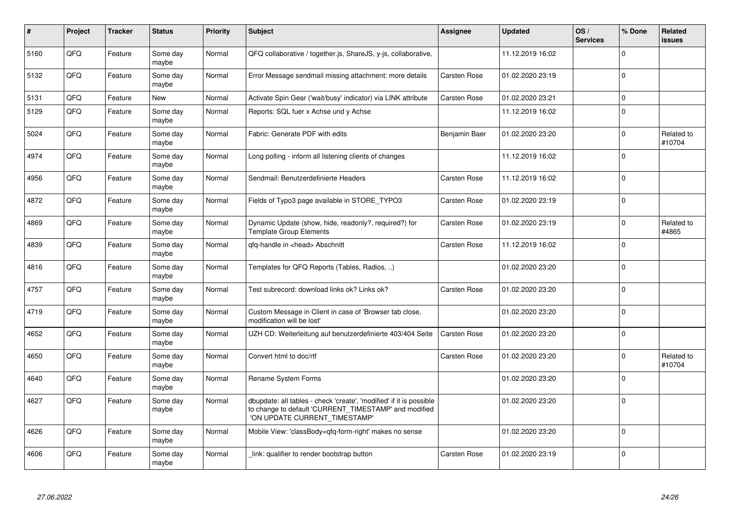| # | Project | Tracker | Status | Priority | Subject | Assignee | Updated | OS / Services | % Done | Related issues |
|---|---|---|---|---|---|---|---|---|---|---|
| 5160 | QFQ | Feature | Some day maybe | Normal | QFQ collaborative / together.js, ShareJS, y-js, collaborative, | | 11.12.2019 16:02 | | 0 | |
| 5132 | QFQ | Feature | Some day maybe | Normal | Error Message sendmail missing attachment: more details | Carsten Rose | 01.02.2020 23:19 | | 0 | |
| 5131 | QFQ | Feature | New | Normal | Activate Spin Gear ('wait/busy' indicator) via LINK attribute | Carsten Rose | 01.02.2020 23:21 | | 0 | |
| 5129 | QFQ | Feature | Some day maybe | Normal | Reports: SQL fuer x Achse und y Achse | | 11.12.2019 16:02 | | 0 | |
| 5024 | QFQ | Feature | Some day maybe | Normal | Fabric: Generate PDF with edits | Benjamin Baer | 01.02.2020 23:20 | | 0 | Related to #10704 |
| 4974 | QFQ | Feature | Some day maybe | Normal | Long polling - inform all listening clients of changes | | 11.12.2019 16:02 | | 0 | |
| 4956 | QFQ | Feature | Some day maybe | Normal | Sendmail: Benutzerdefinierte Headers | Carsten Rose | 11.12.2019 16:02 | | 0 | |
| 4872 | QFQ | Feature | Some day maybe | Normal | Fields of Typo3 page available in STORE_TYPO3 | Carsten Rose | 01.02.2020 23:19 | | 0 | |
| 4869 | QFQ | Feature | Some day maybe | Normal | Dynamic Update (show, hide, readonly?, required?) for Template Group Elements | Carsten Rose | 01.02.2020 23:19 | | 0 | Related to #4865 |
| 4839 | QFQ | Feature | Some day maybe | Normal | qfq-handle in <head> Abschnitt | Carsten Rose | 11.12.2019 16:02 | | 0 | |
| 4816 | QFQ | Feature | Some day maybe | Normal | Templates for QFQ Reports (Tables, Radios, ..) | | 01.02.2020 23:20 | | 0 | |
| 4757 | QFQ | Feature | Some day maybe | Normal | Test subrecord: download links ok? Links ok? | Carsten Rose | 01.02.2020 23:20 | | 0 | |
| 4719 | QFQ | Feature | Some day maybe | Normal | Custom Message in Client in case of 'Browser tab close, modification will be lost' | | 01.02.2020 23:20 | | 0 | |
| 4652 | QFQ | Feature | Some day maybe | Normal | UZH CD: Weiterleitung auf benutzerdefinierte 403/404 Seite | Carsten Rose | 01.02.2020 23:20 | | 0 | |
| 4650 | QFQ | Feature | Some day maybe | Normal | Convert html to doc/rtf | Carsten Rose | 01.02.2020 23:20 | | 0 | Related to #10704 |
| 4640 | QFQ | Feature | Some day maybe | Normal | Rename System Forms | | 01.02.2020 23:20 | | 0 | |
| 4627 | QFQ | Feature | Some day maybe | Normal | dbupdate: all tables - check 'create', 'modified' if it is possible to change to default 'CURRENT_TIMESTAMP' and modified 'ON UPDATE CURRENT_TIMESTAMP' | | 01.02.2020 23:20 | | 0 | |
| 4626 | QFQ | Feature | Some day maybe | Normal | Mobile View: 'classBody=qfq-form-right' makes no sense | | 01.02.2020 23:20 | | 0 | |
| 4606 | QFQ | Feature | Some day maybe | Normal | _link: qualifier to render bootstrap button | Carsten Rose | 01.02.2020 23:19 | | 0 | |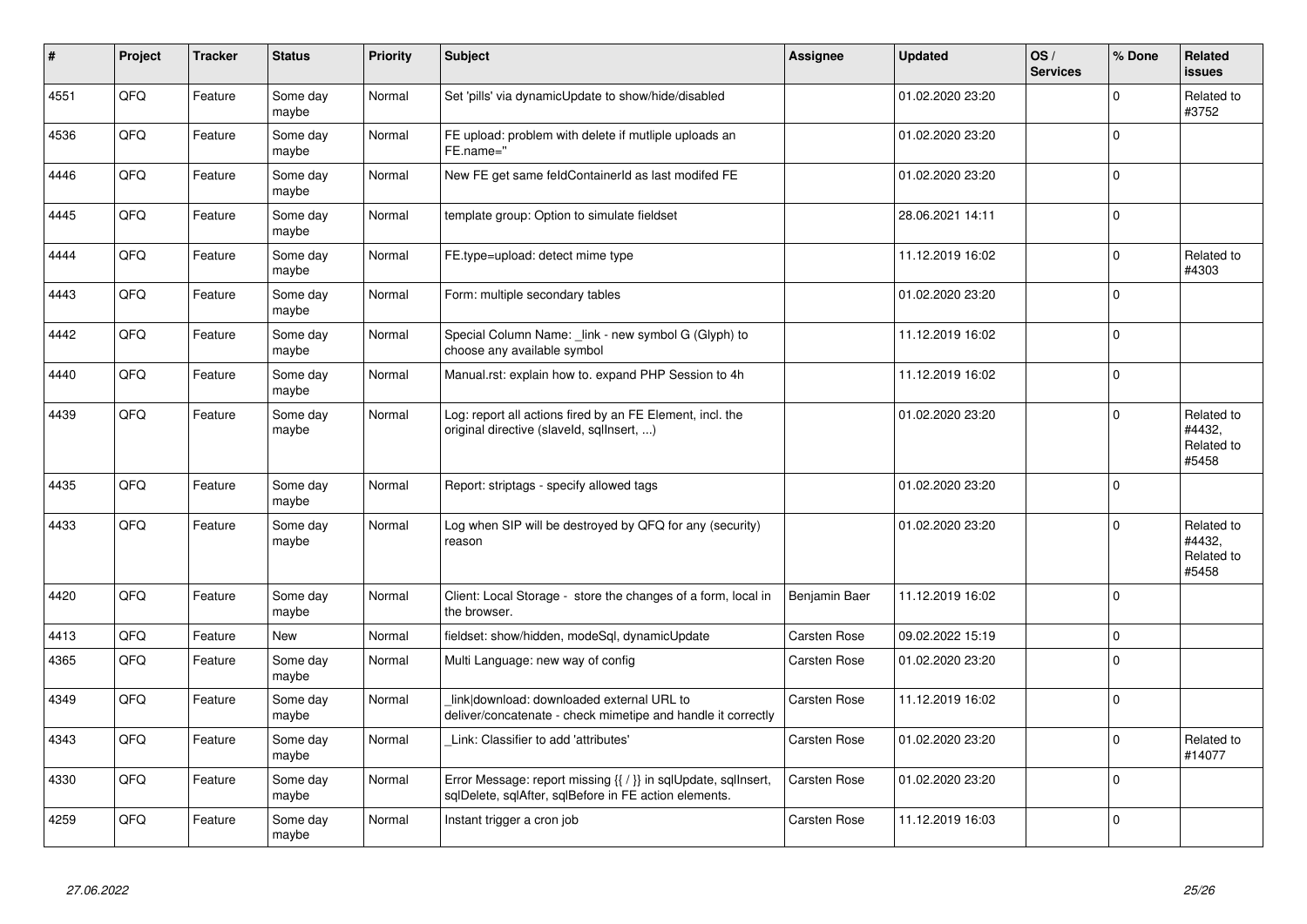| # | Project | Tracker | Status | Priority | Subject | Assignee | Updated | OS / Services | % Done | Related issues |
|---|---|---|---|---|---|---|---|---|---|---|
| 4551 | QFQ | Feature | Some day maybe | Normal | Set 'pills' via dynamicUpdate to show/hide/disabled | | 01.02.2020 23:20 | | 0 | Related to #3752 |
| 4536 | QFQ | Feature | Some day maybe | Normal | FE upload: problem with delete if mutliple uploads an FE.name=" | | 01.02.2020 23:20 | | 0 | |
| 4446 | QFQ | Feature | Some day maybe | Normal | New FE get same feldContainerId as last modifed FE | | 01.02.2020 23:20 | | 0 | |
| 4445 | QFQ | Feature | Some day maybe | Normal | template group: Option to simulate fieldset | | 28.06.2021 14:11 | | 0 | |
| 4444 | QFQ | Feature | Some day maybe | Normal | FE.type=upload: detect mime type | | 11.12.2019 16:02 | | 0 | Related to #4303 |
| 4443 | QFQ | Feature | Some day maybe | Normal | Form: multiple secondary tables | | 01.02.2020 23:20 | | 0 | |
| 4442 | QFQ | Feature | Some day maybe | Normal | Special Column Name: _link - new symbol G (Glyph) to choose any available symbol | | 11.12.2019 16:02 | | 0 | |
| 4440 | QFQ | Feature | Some day maybe | Normal | Manual.rst: explain how to. expand PHP Session to 4h | | 11.12.2019 16:02 | | 0 | |
| 4439 | QFQ | Feature | Some day maybe | Normal | Log: report all actions fired by an FE Element, incl. the original directive (slaveId, sqlInsert, ...) | | 01.02.2020 23:20 | | 0 | Related to #4432, Related to #5458 |
| 4435 | QFQ | Feature | Some day maybe | Normal | Report: striptags - specify allowed tags | | 01.02.2020 23:20 | | 0 | |
| 4433 | QFQ | Feature | Some day maybe | Normal | Log when SIP will be destroyed by QFQ for any (security) reason | | 01.02.2020 23:20 | | 0 | Related to #4432, Related to #5458 |
| 4420 | QFQ | Feature | Some day maybe | Normal | Client: Local Storage - store the changes of a form, local in the browser. | Benjamin Baer | 11.12.2019 16:02 | | 0 | |
| 4413 | QFQ | Feature | New | Normal | fieldset: show/hidden, modeSql, dynamicUpdate | Carsten Rose | 09.02.2022 15:19 | | 0 | |
| 4365 | QFQ | Feature | Some day maybe | Normal | Multi Language: new way of config | Carsten Rose | 01.02.2020 23:20 | | 0 | |
| 4349 | QFQ | Feature | Some day maybe | Normal | _link\|download: downloaded external URL to deliver/concatenate - check mimetipe and handle it correctly | Carsten Rose | 11.12.2019 16:02 | | 0 | |
| 4343 | QFQ | Feature | Some day maybe | Normal | _Link: Classifier to add 'attributes' | Carsten Rose | 01.02.2020 23:20 | | 0 | Related to #14077 |
| 4330 | QFQ | Feature | Some day maybe | Normal | Error Message: report missing {{ / }} in sqlUpdate, sqlInsert, sqlDelete, sqlAfter, sqlBefore in FE action elements. | Carsten Rose | 01.02.2020 23:20 | | 0 | |
| 4259 | QFQ | Feature | Some day maybe | Normal | Instant trigger a cron job | Carsten Rose | 11.12.2019 16:03 | | 0 | |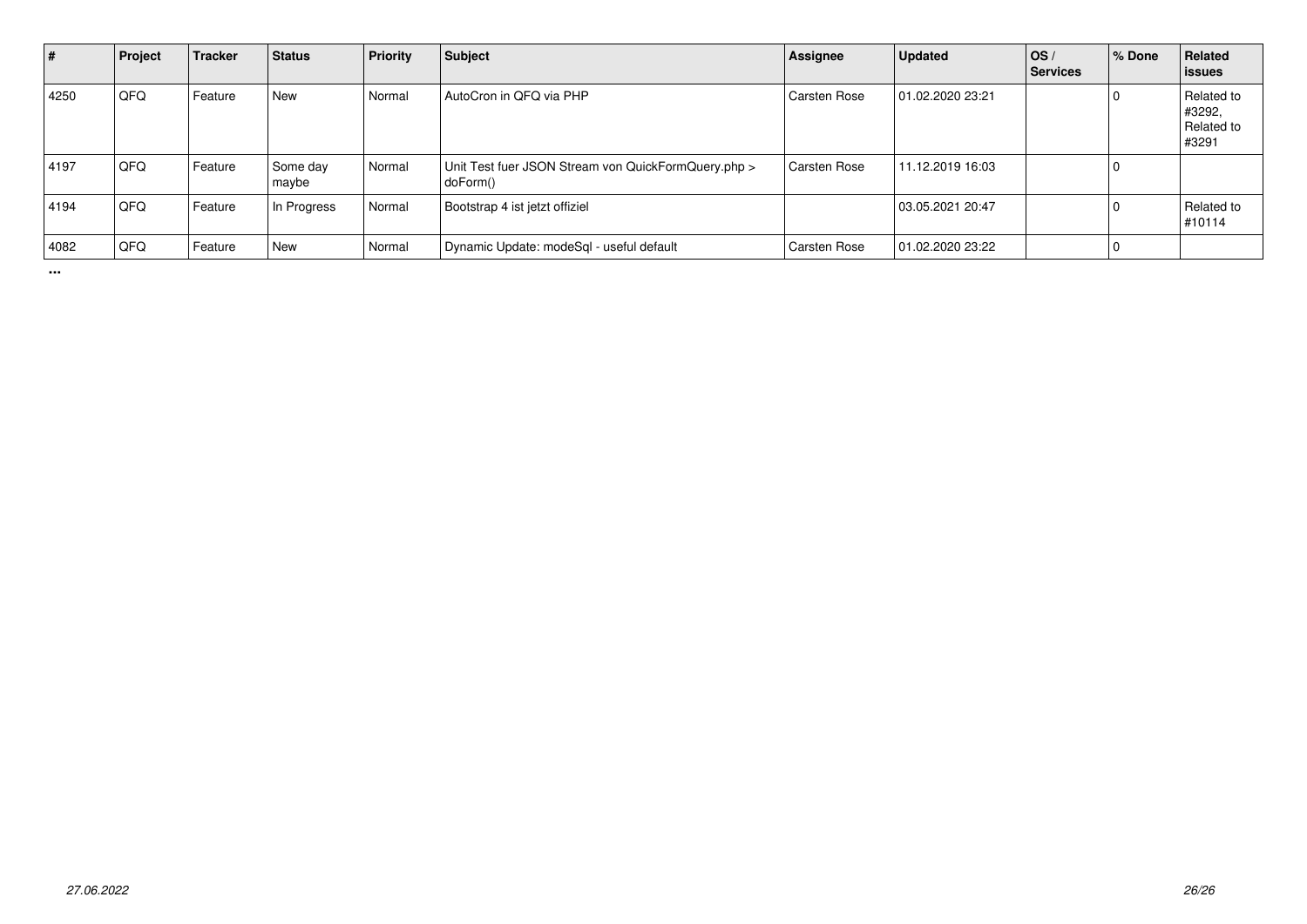| # | Project | Tracker | Status | Priority | Subject | Assignee | Updated | OS / Services | % Done | Related issues |
|---|---|---|---|---|---|---|---|---|---|---|
| 4250 | QFQ | Feature | New | Normal | AutoCron in QFQ via PHP | Carsten Rose | 01.02.2020 23:21 | | 0 | Related to #3292, Related to #3291 |
| 4197 | QFQ | Feature | Some day maybe | Normal | Unit Test fuer JSON Stream von QuickFormQuery.php > doForm() | Carsten Rose | 11.12.2019 16:03 | | 0 | |
| 4194 | QFQ | Feature | In Progress | Normal | Bootstrap 4 ist jetzt offiziel | | 03.05.2021 20:47 | | 0 | Related to #10114 |
| 4082 | QFQ | Feature | New | Normal | Dynamic Update: modeSql - useful default | Carsten Rose | 01.02.2020 23:22 | | 0 | |

...

*27.06.2022*